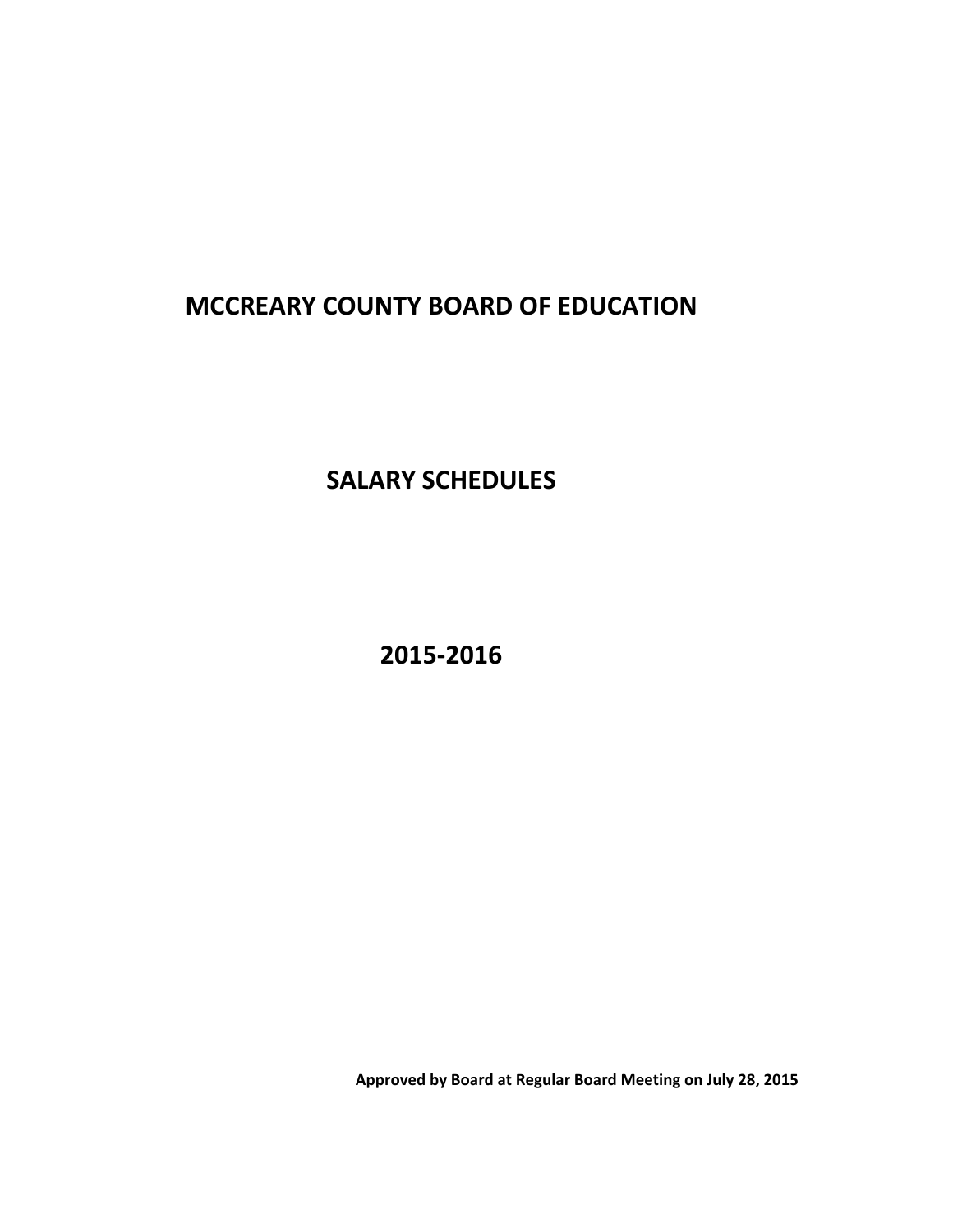# MCCREARY COUNTY BOARD OF EDUCATION

## SALARY SCHEDULES

## 2015-2016

**Approved by Board at Regular Board Meeting on July 28, 2015**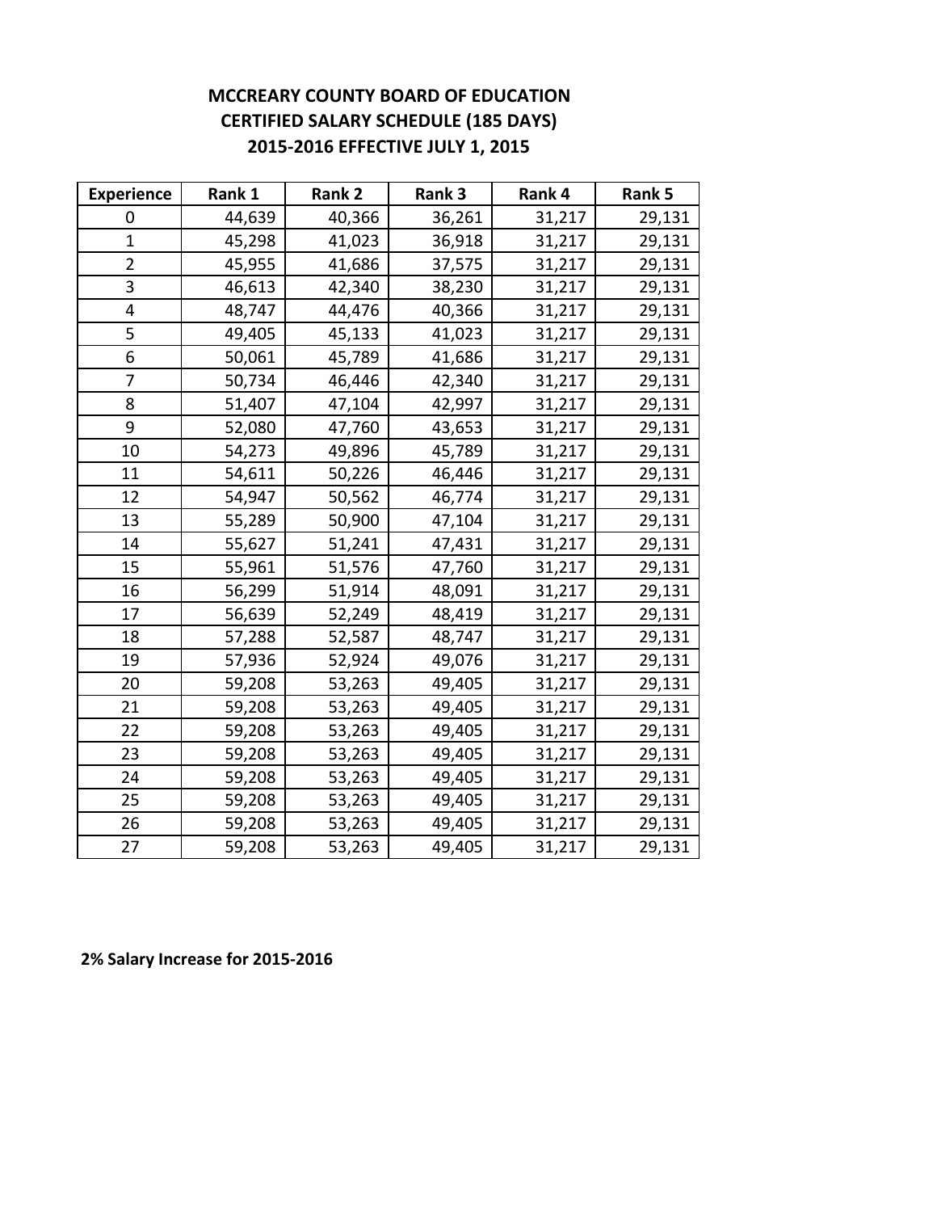# MCCREARY COUNTY BOARD OF EDUCATION
## CERTIFIED SALARY SCHEDULE (185 DAYS)
## 2015-2016 EFFECTIVE JULY 1, 2015

| Experience | Rank 1 | Rank 2 | Rank 3 | Rank 4 | Rank 5 |
|---|---|---|---|---|---|
| 0 | 44,639 | 40,366 | 36,261 | 31,217 | 29,131 |
| 1 | 45,298 | 41,023 | 36,918 | 31,217 | 29,131 |
| 2 | 45,955 | 41,686 | 37,575 | 31,217 | 29,131 |
| 3 | 46,613 | 42,340 | 38,230 | 31,217 | 29,131 |
| 4 | 48,747 | 44,476 | 40,366 | 31,217 | 29,131 |
| 5 | 49,405 | 45,133 | 41,023 | 31,217 | 29,131 |
| 6 | 50,061 | 45,789 | 41,686 | 31,217 | 29,131 |
| 7 | 50,734 | 46,446 | 42,340 | 31,217 | 29,131 |
| 8 | 51,407 | 47,104 | 42,997 | 31,217 | 29,131 |
| 9 | 52,080 | 47,760 | 43,653 | 31,217 | 29,131 |
| 10 | 54,273 | 49,896 | 45,789 | 31,217 | 29,131 |
| 11 | 54,611 | 50,226 | 46,446 | 31,217 | 29,131 |
| 12 | 54,947 | 50,562 | 46,774 | 31,217 | 29,131 |
| 13 | 55,289 | 50,900 | 47,104 | 31,217 | 29,131 |
| 14 | 55,627 | 51,241 | 47,431 | 31,217 | 29,131 |
| 15 | 55,961 | 51,576 | 47,760 | 31,217 | 29,131 |
| 16 | 56,299 | 51,914 | 48,091 | 31,217 | 29,131 |
| 17 | 56,639 | 52,249 | 48,419 | 31,217 | 29,131 |
| 18 | 57,288 | 52,587 | 48,747 | 31,217 | 29,131 |
| 19 | 57,936 | 52,924 | 49,076 | 31,217 | 29,131 |
| 20 | 59,208 | 53,263 | 49,405 | 31,217 | 29,131 |
| 21 | 59,208 | 53,263 | 49,405 | 31,217 | 29,131 |
| 22 | 59,208 | 53,263 | 49,405 | 31,217 | 29,131 |
| 23 | 59,208 | 53,263 | 49,405 | 31,217 | 29,131 |
| 24 | 59,208 | 53,263 | 49,405 | 31,217 | 29,131 |
| 25 | 59,208 | 53,263 | 49,405 | 31,217 | 29,131 |
| 26 | 59,208 | 53,263 | 49,405 | 31,217 | 29,131 |
| 27 | 59,208 | 53,263 | 49,405 | 31,217 | 29,131 |

**2% Salary Increase for 2015-2016**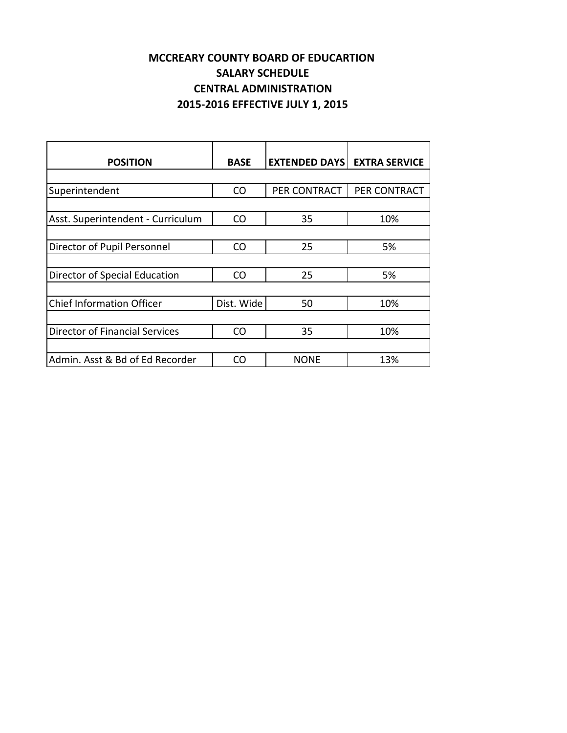# MCCREARY COUNTY BOARD OF EDUCARTION
## SALARY SCHEDULE
## CENTRAL ADMINISTRATION
## 2015-2016 EFFECTIVE JULY 1, 2015

| POSITION | BASE | EXTENDED DAYS | EXTRA SERVICE |
|---|---|---|---|
| Superintendent | CO | PER CONTRACT | PER CONTRACT |
| Asst. Superintendent - Curriculum | CO | 35 | 10% |
| Director of Pupil Personnel | CO | 25 | 5% |
| Director of Special Education | CO | 25 | 5% |
| Chief Information Officer | Dist. Wide | 50 | 10% |
| Director of Financial Services | CO | 35 | 10% |
| Admin. Asst & Bd of Ed Recorder | CO | NONE | 13% |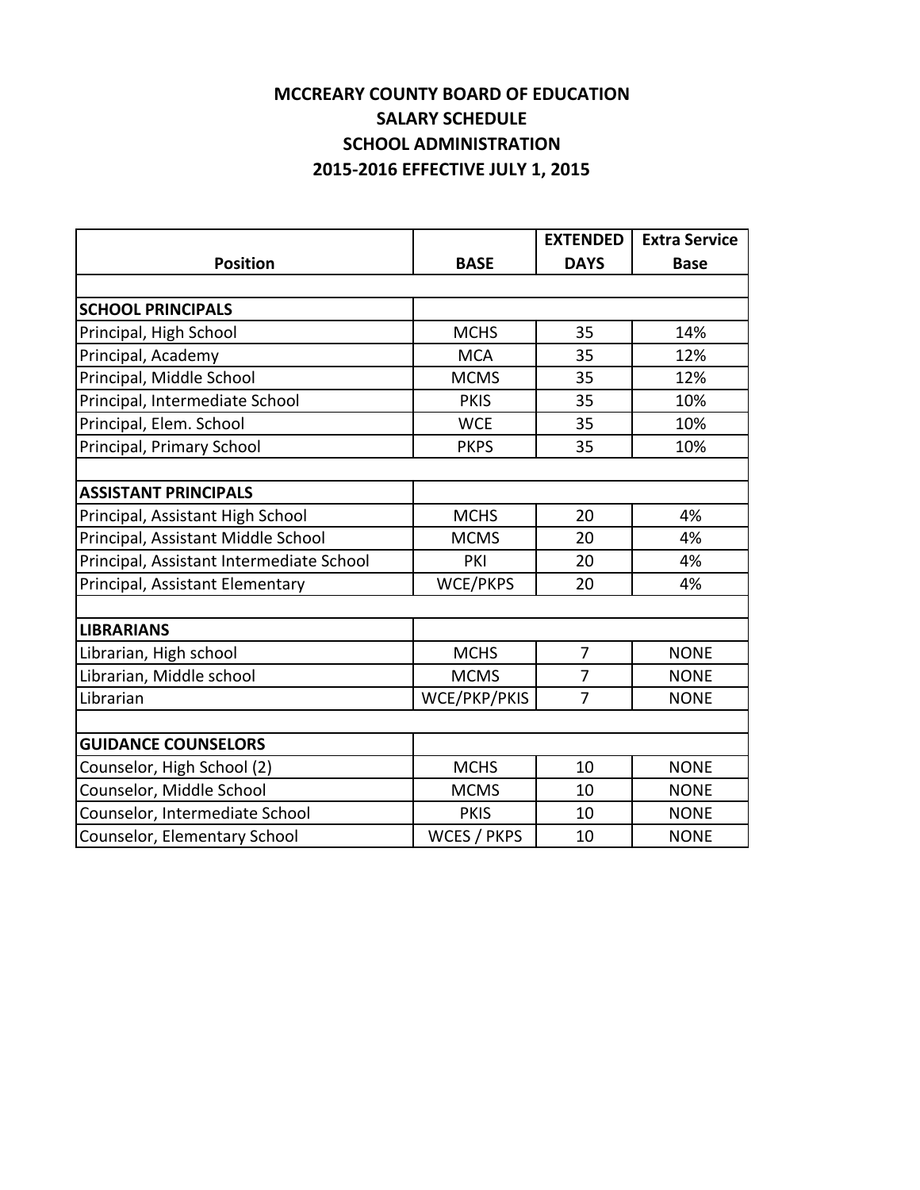# MCCREARY COUNTY BOARD OF EDUCATION
## SALARY SCHEDULE
## SCHOOL ADMINISTRATION
## 2015-2016 EFFECTIVE JULY 1, 2015

| Position | BASE | EXTENDED DAYS | Extra Service Base |
|---|---|---|---|
| | | | |
| **SCHOOL PRINCIPALS** | | | |
| Principal, High School | MCHS | 35 | 14% |
| Principal, Academy | MCA | 35 | 12% |
| Principal, Middle School | MCMS | 35 | 12% |
| Principal, Intermediate School | PKIS | 35 | 10% |
| Principal, Elem. School | WCE | 35 | 10% |
| Principal, Primary School | PKPS | 35 | 10% |
| | | | |
| **ASSISTANT PRINCIPALS** | | | |
| Principal, Assistant High School | MCHS | 20 | 4% |
| Principal, Assistant Middle School | MCMS | 20 | 4% |
| Principal, Assistant Intermediate School | PKI | 20 | 4% |
| Principal, Assistant Elementary | WCE/PKPS | 20 | 4% |
| | | | |
| **LIBRARIANS** | | | |
| Librarian, High school | MCHS | 7 | NONE |
| Librarian, Middle school | MCMS | 7 | NONE |
| Librarian | WCE/PKP/PKIS | 7 | NONE |
| | | | |
| **GUIDANCE COUNSELORS** | | | |
| Counselor, High School (2) | MCHS | 10 | NONE |
| Counselor, Middle School | MCMS | 10 | NONE |
| Counselor, Intermediate School | PKIS | 10 | NONE |
| Counselor, Elementary School | WCES / PKPS | 10 | NONE |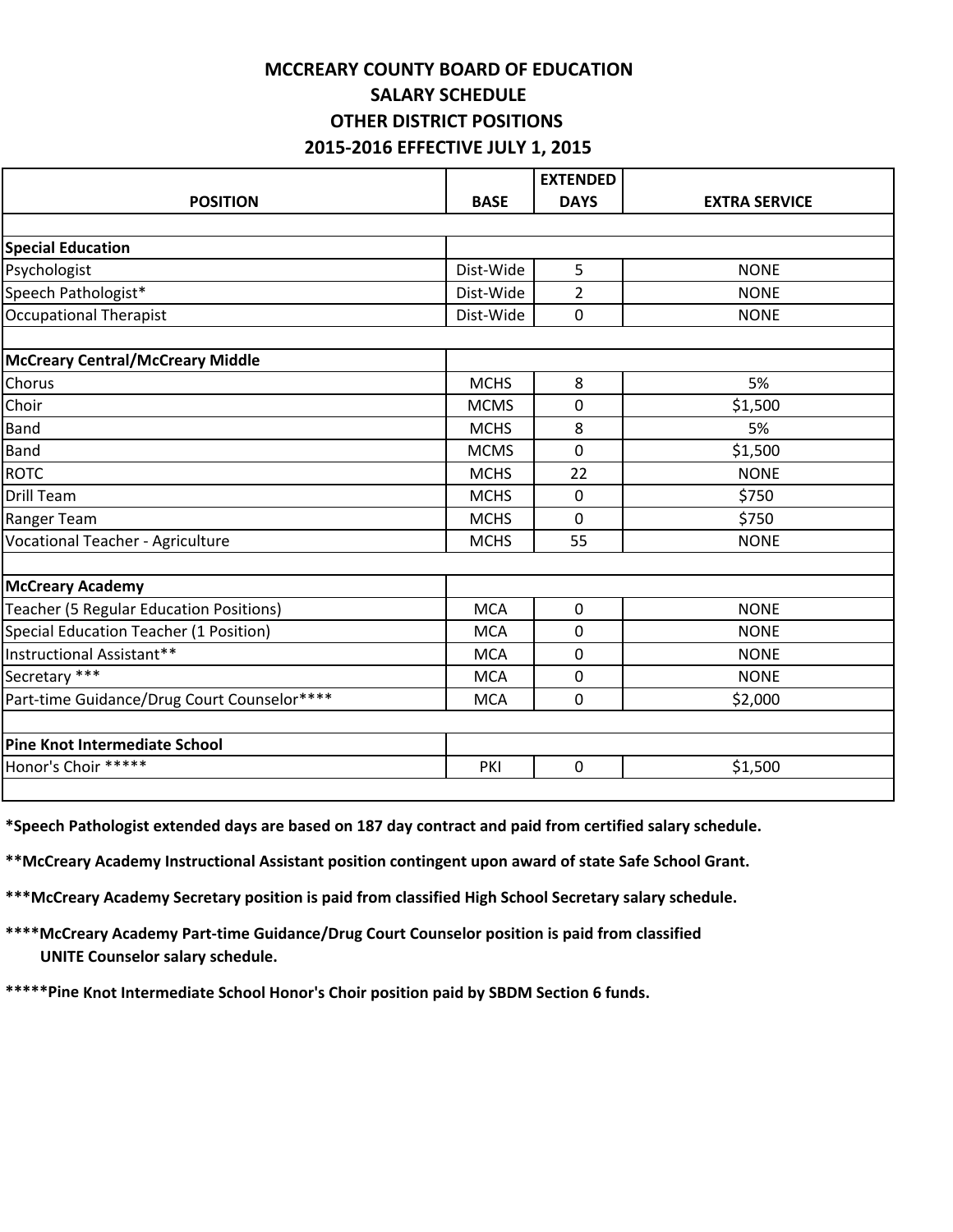# MCCREARY COUNTY BOARD OF EDUCATION
## SALARY SCHEDULE
## OTHER DISTRICT POSITIONS
## 2015-2016 EFFECTIVE JULY 1, 2015

| POSITION | BASE | EXTENDED DAYS | EXTRA SERVICE |
|---|---|---|---|
| | | | |
| **Special Education** | | | |
| Psychologist | Dist-Wide | 5 | NONE |
| Speech Pathologist* | Dist-Wide | 2 | NONE |
| Occupational Therapist | Dist-Wide | 0 | NONE |
| | | | |
| **McCreary Central/McCreary Middle** | | | |
| Chorus | MCHS | 8 | 5% |
| Choir | MCMS | 0 | $1,500 |
| Band | MCHS | 8 | 5% |
| Band | MCMS | 0 | $1,500 |
| ROTC | MCHS | 22 | NONE |
| Drill Team | MCHS | 0 | $750 |
| Ranger Team | MCHS | 0 | $750 |
| Vocational Teacher - Agriculture | MCHS | 55 | NONE |
| | | | |
| **McCreary Academy** | | | |
| Teacher (5 Regular Education Positions) | MCA | 0 | NONE |
| Special Education Teacher (1 Position) | MCA | 0 | NONE |
| Instructional Assistant** | MCA | 0 | NONE |
| Secretary *** | MCA | 0 | NONE |
| Part-time Guidance/Drug Court Counselor**** | MCA | 0 | $2,000 |
| | | | |
| **Pine Knot Intermediate School** | | | |
| Honor's Choir ***** | PKI | 0 | $1,500 |
| | | | |

**\*Speech Pathologist extended days are based on 187 day contract and paid from certified salary schedule.**

**\*\*McCreary Academy Instructional Assistant position contingent upon award of state Safe School Grant.**

**\*\*\*McCreary Academy Secretary position is paid from classified High School Secretary salary schedule.**

**\*\*\*\*McCreary Academy Part-time Guidance/Drug Court Counselor position is paid from classified UNITE Counselor salary schedule.**

**\*\*\*\*\*Pine Knot Intermediate School Honor's Choir position paid by SBDM Section 6 funds.**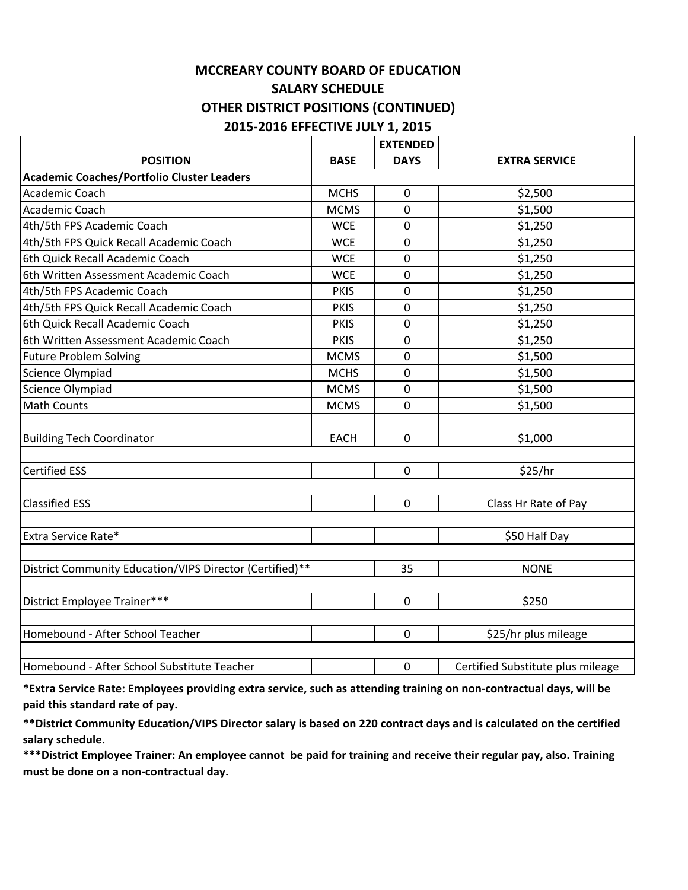# MCCREARY COUNTY BOARD OF EDUCATION
## SALARY SCHEDULE
## OTHER DISTRICT POSITIONS (CONTINUED)
## 2015-2016 EFFECTIVE JULY 1, 2015

| POSITION | BASE | EXTENDED DAYS | EXTRA SERVICE |
|---|---|---|---|
| **Academic Coaches/Portfolio Cluster Leaders** | | | |
| Academic Coach | MCHS | 0 | $2,500 |
| Academic Coach | MCMS | 0 | $1,500 |
| 4th/5th FPS Academic Coach | WCE | 0 | $1,250 |
| 4th/5th FPS Quick Recall Academic Coach | WCE | 0 | $1,250 |
| 6th Quick Recall Academic Coach | WCE | 0 | $1,250 |
| 6th Written Assessment Academic Coach | WCE | 0 | $1,250 |
| 4th/5th FPS Academic Coach | PKIS | 0 | $1,250 |
| 4th/5th FPS Quick Recall Academic Coach | PKIS | 0 | $1,250 |
| 6th Quick Recall Academic Coach | PKIS | 0 | $1,250 |
| 6th Written Assessment Academic Coach | PKIS | 0 | $1,250 |
| Future Problem Solving | MCMS | 0 | $1,500 |
| Science Olympiad | MCHS | 0 | $1,500 |
| Science Olympiad | MCMS | 0 | $1,500 |
| Math Counts | MCMS | 0 | $1,500 |
| | | | |
| Building Tech Coordinator | EACH | 0 | $1,000 |
| | | | |
| Certified ESS | | 0 | $25/hr |
| | | | |
| Classified ESS | | 0 | Class Hr Rate of Pay |
| | | | |
| Extra Service Rate* | | | $50 Half Day |
| | | | |
| District Community Education/VIPS Director (Certified)** | | 35 | NONE |
| | | | |
| District Employee Trainer*** | | 0 | $250 |
| | | | |
| Homebound - After School Teacher | | 0 | $25/hr plus mileage |
| | | | |
| Homebound - After School Substitute Teacher | | 0 | Certified Substitute plus mileage |

**\*Extra Service Rate: Employees providing extra service, such as attending training on non-contractual days, will be paid this standard rate of pay.**

**\*\*District Community Education/VIPS Director salary is based on 220 contract days and is calculated on the certified salary schedule.**

**\*\*\*District Employee Trainer: An employee cannot be paid for training and receive their regular pay, also. Training must be done on a non-contractual day.**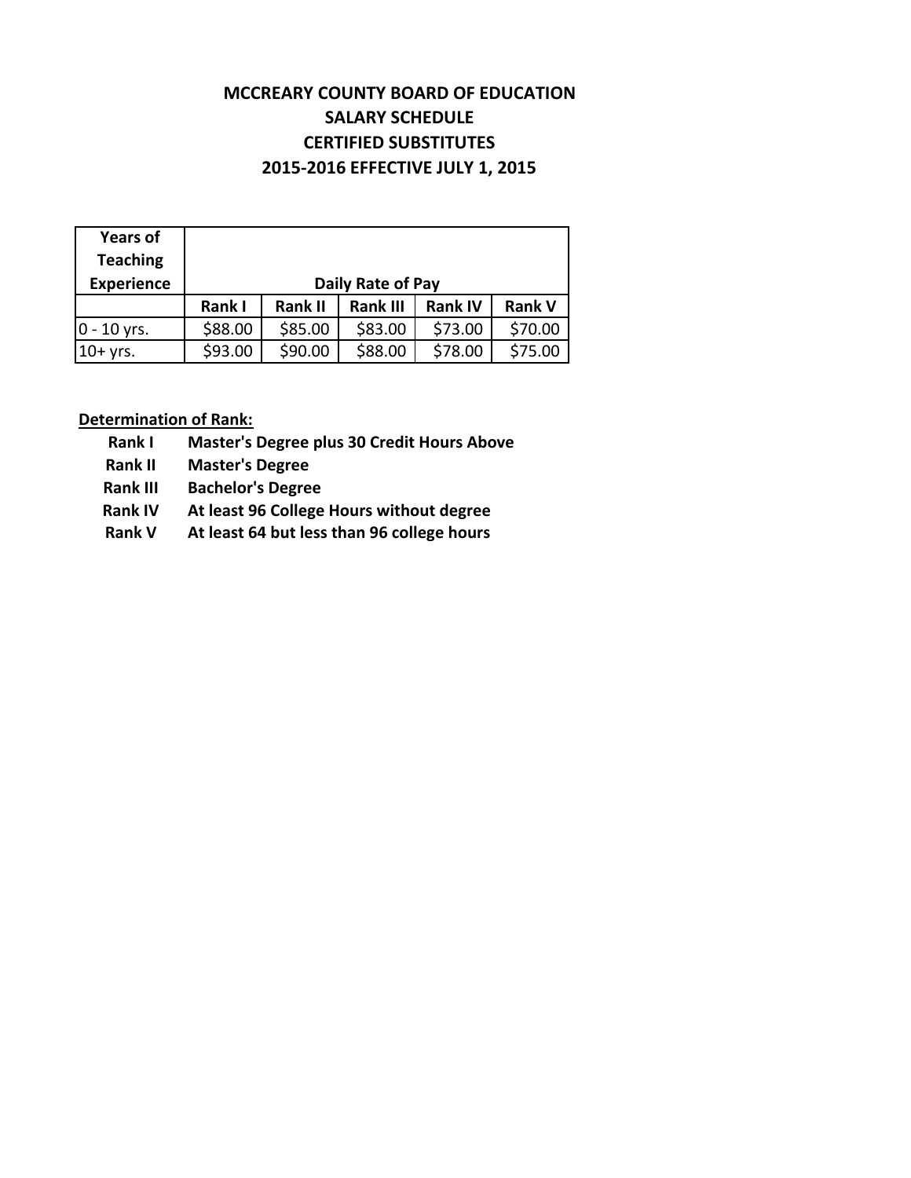# MCCREARY COUNTY BOARD OF EDUCATION
## SALARY SCHEDULE
## CERTIFIED SUBSTITUTES
## 2015-2016 EFFECTIVE JULY 1, 2015

| Years of Teaching Experience | Daily Rate of Pay | | | | |
|---|---|---|---|---|---|
| | Rank I | Rank II | Rank III | Rank IV | Rank V |
| 0 - 10 yrs. | $88.00 | $85.00 | $83.00 | $73.00 | $70.00 |
| 10+ yrs. | $93.00 | $90.00 | $88.00 | $78.00 | $75.00 |

**Determination of Rank:**

| | |
|---|---|
| **Rank I** | **Master's Degree plus 30 Credit Hours Above** |
| **Rank II** | **Master's Degree** |
| **Rank III** | **Bachelor's Degree** |
| **Rank IV** | **At least 96 College Hours without degree** |
| **Rank V** | **At least 64 but less than 96 college hours** |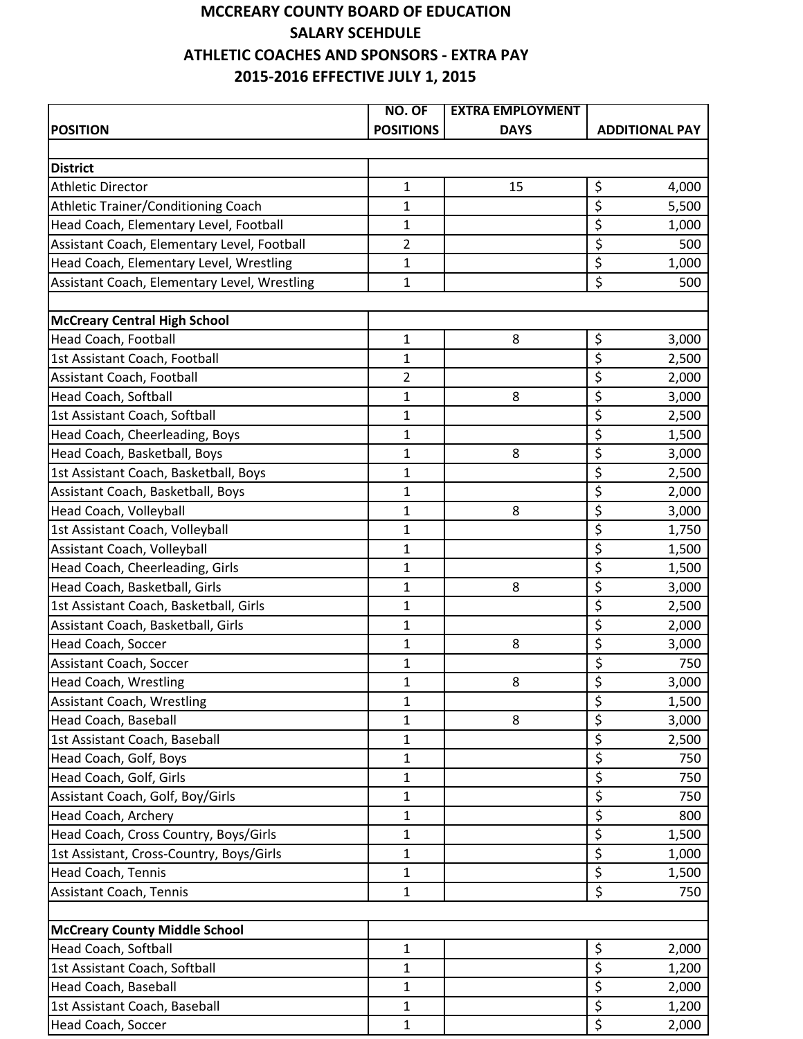# MCCREARY COUNTY BOARD OF EDUCATION
## SALARY SCEHDULE
## ATHLETIC COACHES AND SPONSORS - EXTRA PAY
## 2015-2016 EFFECTIVE JULY 1, 2015

| POSITION | NO. OF POSITIONS | EXTRA EMPLOYMENT DAYS | ADDITIONAL PAY |
|---|---|---|---|
| | | | |
| **District** | | | |
| Athletic Director | 1 | 15 | $ 4,000 |
| Athletic Trainer/Conditioning Coach | 1 | | $ 5,500 |
| Head Coach, Elementary Level, Football | 1 | | $ 1,000 |
| Assistant Coach, Elementary Level, Football | 2 | | $ 500 |
| Head Coach, Elementary Level, Wrestling | 1 | | $ 1,000 |
| Assistant Coach, Elementary Level, Wrestling | 1 | | $ 500 |
| | | | |
| **McCreary Central High School** | | | |
| Head Coach, Football | 1 | 8 | $ 3,000 |
| 1st Assistant Coach, Football | 1 | | $ 2,500 |
| Assistant Coach, Football | 2 | | $ 2,000 |
| Head Coach, Softball | 1 | 8 | $ 3,000 |
| 1st Assistant Coach, Softball | 1 | | $ 2,500 |
| Head Coach, Cheerleading, Boys | 1 | | $ 1,500 |
| Head Coach, Basketball, Boys | 1 | 8 | $ 3,000 |
| 1st Assistant Coach, Basketball, Boys | 1 | | $ 2,500 |
| Assistant Coach, Basketball, Boys | 1 | | $ 2,000 |
| Head Coach, Volleyball | 1 | 8 | $ 3,000 |
| 1st Assistant Coach, Volleyball | 1 | | $ 1,750 |
| Assistant Coach, Volleyball | 1 | | $ 1,500 |
| Head Coach, Cheerleading, Girls | 1 | | $ 1,500 |
| Head Coach, Basketball, Girls | 1 | 8 | $ 3,000 |
| 1st Assistant Coach, Basketball, Girls | 1 | | $ 2,500 |
| Assistant Coach, Basketball, Girls | 1 | | $ 2,000 |
| Head Coach, Soccer | 1 | 8 | $ 3,000 |
| Assistant Coach, Soccer | 1 | | $ 750 |
| Head Coach, Wrestling | 1 | 8 | $ 3,000 |
| Assistant Coach, Wrestling | 1 | | $ 1,500 |
| Head Coach, Baseball | 1 | 8 | $ 3,000 |
| 1st Assistant Coach, Baseball | 1 | | $ 2,500 |
| Head Coach, Golf, Boys | 1 | | $ 750 |
| Head Coach, Golf, Girls | 1 | | $ 750 |
| Assistant Coach, Golf, Boy/Girls | 1 | | $ 750 |
| Head Coach, Archery | 1 | | $ 800 |
| Head Coach, Cross Country, Boys/Girls | 1 | | $ 1,500 |
| 1st Assistant, Cross-Country, Boys/Girls | 1 | | $ 1,000 |
| Head Coach, Tennis | 1 | | $ 1,500 |
| Assistant Coach, Tennis | 1 | | $ 750 |
| | | | |
| **McCreary County Middle School** | | | |
| Head Coach, Softball | 1 | | $ 2,000 |
| 1st Assistant Coach, Softball | 1 | | $ 1,200 |
| Head Coach, Baseball | 1 | | $ 2,000 |
| 1st Assistant Coach, Baseball | 1 | | $ 1,200 |
| Head Coach, Soccer | 1 | | $ 2,000 |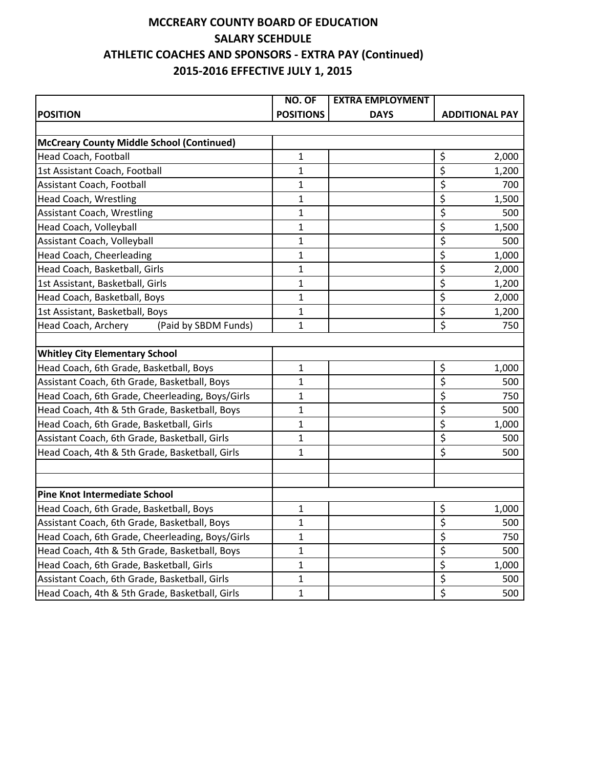# MCCREARY COUNTY BOARD OF EDUCATION
## SALARY SCEHDULE
## ATHLETIC COACHES AND SPONSORS - EXTRA PAY (Continued)
## 2015-2016 EFFECTIVE JULY 1, 2015

| POSITION | NO. OF POSITIONS | EXTRA EMPLOYMENT DAYS | ADDITIONAL PAY |
|---|---|---|---|
| | | | |
| **McCreary County Middle School (Continued)** | | | |
| Head Coach, Football | 1 | | $ 2,000 |
| 1st Assistant Coach, Football | 1 | | $ 1,200 |
| Assistant Coach, Football | 1 | | $ 700 |
| Head Coach, Wrestling | 1 | | $ 1,500 |
| Assistant Coach, Wrestling | 1 | | $ 500 |
| Head Coach, Volleyball | 1 | | $ 1,500 |
| Assistant Coach, Volleyball | 1 | | $ 500 |
| Head Coach, Cheerleading | 1 | | $ 1,000 |
| Head Coach, Basketball, Girls | 1 | | $ 2,000 |
| 1st Assistant, Basketball, Girls | 1 | | $ 1,200 |
| Head Coach, Basketball, Boys | 1 | | $ 2,000 |
| 1st Assistant, Basketball, Boys | 1 | | $ 1,200 |
| Head Coach, Archery (Paid by SBDM Funds) | 1 | | $ 750 |
| | | | |
| **Whitley City Elementary School** | | | |
| Head Coach, 6th Grade, Basketball, Boys | 1 | | $ 1,000 |
| Assistant Coach, 6th Grade, Basketball, Boys | 1 | | $ 500 |
| Head Coach, 6th Grade, Cheerleading, Boys/Girls | 1 | | $ 750 |
| Head Coach, 4th & 5th Grade, Basketball, Boys | 1 | | $ 500 |
| Head Coach, 6th Grade, Basketball, Girls | 1 | | $ 1,000 |
| Assistant Coach, 6th Grade, Basketball, Girls | 1 | | $ 500 |
| Head Coach, 4th & 5th Grade, Basketball, Girls | 1 | | $ 500 |
| | | | |
| | | | |
| **Pine Knot Intermediate School** | | | |
| Head Coach, 6th Grade, Basketball, Boys | 1 | | $ 1,000 |
| Assistant Coach, 6th Grade, Basketball, Boys | 1 | | $ 500 |
| Head Coach, 6th Grade, Cheerleading, Boys/Girls | 1 | | $ 750 |
| Head Coach, 4th & 5th Grade, Basketball, Boys | 1 | | $ 500 |
| Head Coach, 6th Grade, Basketball, Girls | 1 | | $ 1,000 |
| Assistant Coach, 6th Grade, Basketball, Girls | 1 | | $ 500 |
| Head Coach, 4th & 5th Grade, Basketball, Girls | 1 | | $ 500 |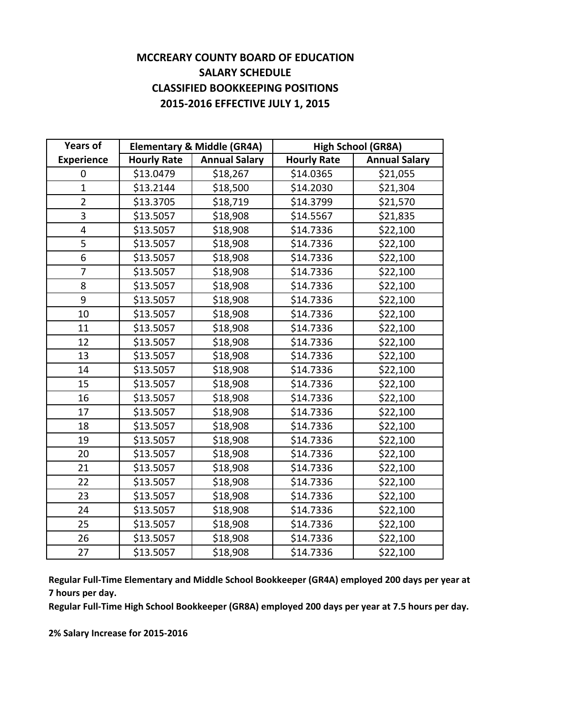# MCCREARY COUNTY BOARD OF EDUCATION
## SALARY SCHEDULE
## CLASSIFIED BOOKKEEPING POSITIONS
## 2015-2016 EFFECTIVE JULY 1, 2015

| Years of | Elementary & Middle (GR4A) | | High School (GR8A) | |
|---|---|---|---|---|
| Experience | Hourly Rate | Annual Salary | Hourly Rate | Annual Salary |
| 0 | $13.0479 | $18,267 | $14.0365 | $21,055 |
| 1 | $13.2144 | $18,500 | $14.2030 | $21,304 |
| 2 | $13.3705 | $18,719 | $14.3799 | $21,570 |
| 3 | $13.5057 | $18,908 | $14.5567 | $21,835 |
| 4 | $13.5057 | $18,908 | $14.7336 | $22,100 |
| 5 | $13.5057 | $18,908 | $14.7336 | $22,100 |
| 6 | $13.5057 | $18,908 | $14.7336 | $22,100 |
| 7 | $13.5057 | $18,908 | $14.7336 | $22,100 |
| 8 | $13.5057 | $18,908 | $14.7336 | $22,100 |
| 9 | $13.5057 | $18,908 | $14.7336 | $22,100 |
| 10 | $13.5057 | $18,908 | $14.7336 | $22,100 |
| 11 | $13.5057 | $18,908 | $14.7336 | $22,100 |
| 12 | $13.5057 | $18,908 | $14.7336 | $22,100 |
| 13 | $13.5057 | $18,908 | $14.7336 | $22,100 |
| 14 | $13.5057 | $18,908 | $14.7336 | $22,100 |
| 15 | $13.5057 | $18,908 | $14.7336 | $22,100 |
| 16 | $13.5057 | $18,908 | $14.7336 | $22,100 |
| 17 | $13.5057 | $18,908 | $14.7336 | $22,100 |
| 18 | $13.5057 | $18,908 | $14.7336 | $22,100 |
| 19 | $13.5057 | $18,908 | $14.7336 | $22,100 |
| 20 | $13.5057 | $18,908 | $14.7336 | $22,100 |
| 21 | $13.5057 | $18,908 | $14.7336 | $22,100 |
| 22 | $13.5057 | $18,908 | $14.7336 | $22,100 |
| 23 | $13.5057 | $18,908 | $14.7336 | $22,100 |
| 24 | $13.5057 | $18,908 | $14.7336 | $22,100 |
| 25 | $13.5057 | $18,908 | $14.7336 | $22,100 |
| 26 | $13.5057 | $18,908 | $14.7336 | $22,100 |
| 27 | $13.5057 | $18,908 | $14.7336 | $22,100 |

**Regular Full-Time Elementary and Middle School Bookkeeper (GR4A) employed 200 days per year at 7 hours per day.**
**Regular Full-Time High School Bookkeeper (GR8A) employed 200 days per year at 7.5 hours per day.**

**2% Salary Increase for 2015-2016**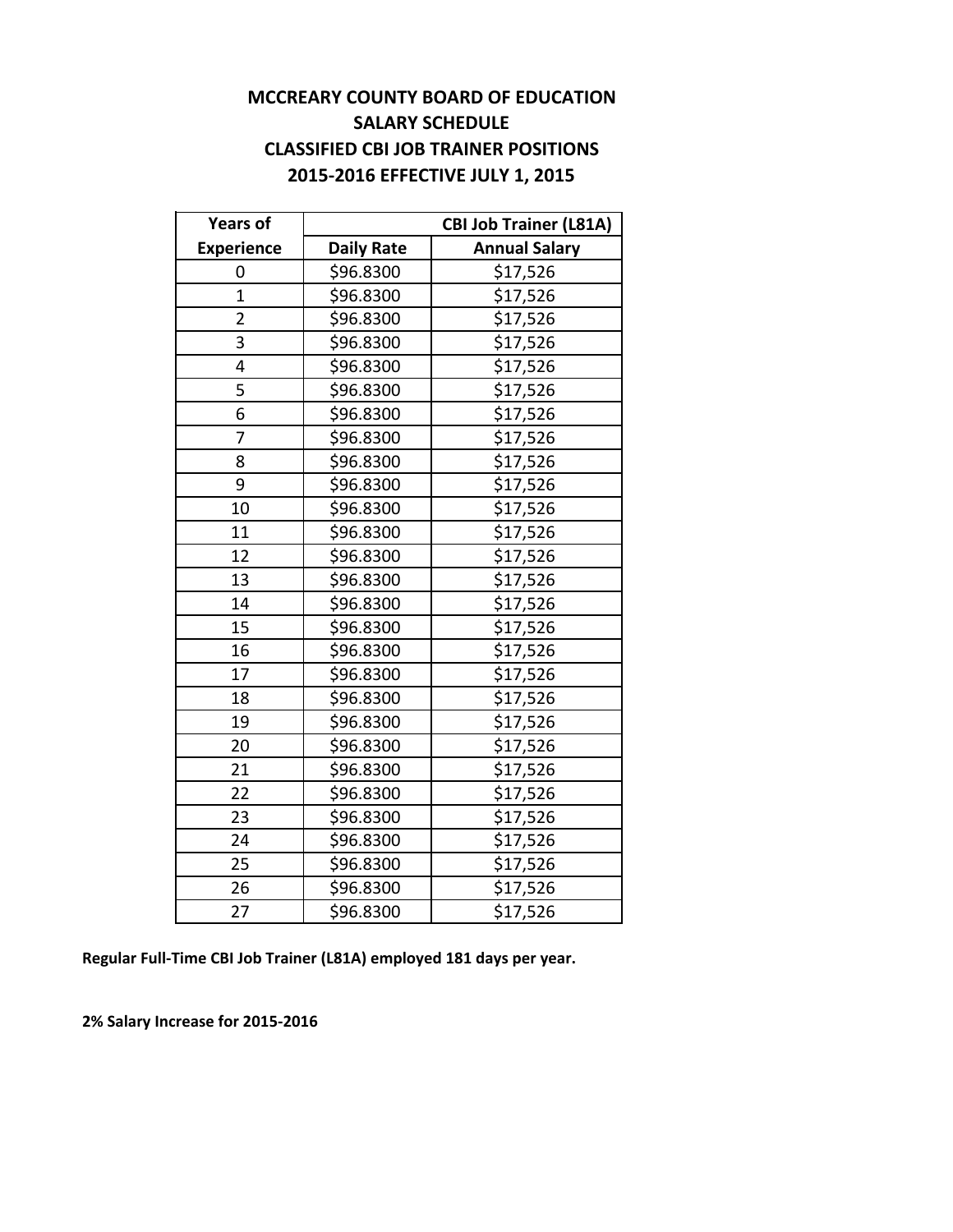# MCCREARY COUNTY BOARD OF EDUCATION
## SALARY SCHEDULE
## CLASSIFIED CBI JOB TRAINER POSITIONS
## 2015-2016 EFFECTIVE JULY 1, 2015

| Years of | CBI Job Trainer (L81A) | |
|---|---|---|
| Experience | Daily Rate | Annual Salary |
| 0 | $96.8300 | $17,526 |
| 1 | $96.8300 | $17,526 |
| 2 | $96.8300 | $17,526 |
| 3 | $96.8300 | $17,526 |
| 4 | $96.8300 | $17,526 |
| 5 | $96.8300 | $17,526 |
| 6 | $96.8300 | $17,526 |
| 7 | $96.8300 | $17,526 |
| 8 | $96.8300 | $17,526 |
| 9 | $96.8300 | $17,526 |
| 10 | $96.8300 | $17,526 |
| 11 | $96.8300 | $17,526 |
| 12 | $96.8300 | $17,526 |
| 13 | $96.8300 | $17,526 |
| 14 | $96.8300 | $17,526 |
| 15 | $96.8300 | $17,526 |
| 16 | $96.8300 | $17,526 |
| 17 | $96.8300 | $17,526 |
| 18 | $96.8300 | $17,526 |
| 19 | $96.8300 | $17,526 |
| 20 | $96.8300 | $17,526 |
| 21 | $96.8300 | $17,526 |
| 22 | $96.8300 | $17,526 |
| 23 | $96.8300 | $17,526 |
| 24 | $96.8300 | $17,526 |
| 25 | $96.8300 | $17,526 |
| 26 | $96.8300 | $17,526 |
| 27 | $96.8300 | $17,526 |

**Regular Full-Time CBI Job Trainer (L81A) employed 181 days per year.**

**2% Salary Increase for 2015-2016**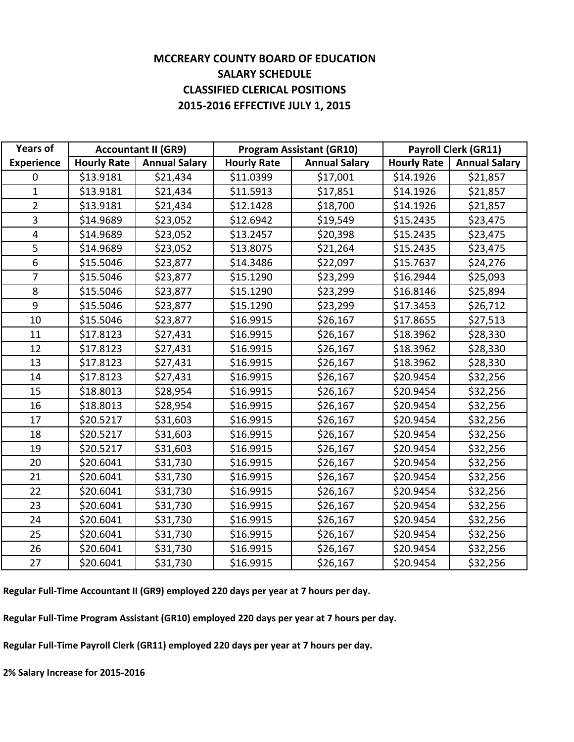# MCCREARY COUNTY BOARD OF EDUCATION
## SALARY SCHEDULE
## CLASSIFIED CLERICAL POSITIONS
## 2015-2016 EFFECTIVE JULY 1, 2015

| Years of Experience | Accountant II (GR9) | | Program Assistant (GR10) | | Payroll Clerk (GR11) | |
|---|---|---|---|---|---|---|
| | Hourly Rate | Annual Salary | Hourly Rate | Annual Salary | Hourly Rate | Annual Salary |
| 0 | $13.9181 | $21,434 | $11.0399 | $17,001 | $14.1926 | $21,857 |
| 1 | $13.9181 | $21,434 | $11.5913 | $17,851 | $14.1926 | $21,857 |
| 2 | $13.9181 | $21,434 | $12.1428 | $18,700 | $14.1926 | $21,857 |
| 3 | $14.9689 | $23,052 | $12.6942 | $19,549 | $15.2435 | $23,475 |
| 4 | $14.9689 | $23,052 | $13.2457 | $20,398 | $15.2435 | $23,475 |
| 5 | $14.9689 | $23,052 | $13.8075 | $21,264 | $15.2435 | $23,475 |
| 6 | $15.5046 | $23,877 | $14.3486 | $22,097 | $15.7637 | $24,276 |
| 7 | $15.5046 | $23,877 | $15.1290 | $23,299 | $16.2944 | $25,093 |
| 8 | $15.5046 | $23,877 | $15.1290 | $23,299 | $16.8146 | $25,894 |
| 9 | $15.5046 | $23,877 | $15.1290 | $23,299 | $17.3453 | $26,712 |
| 10 | $15.5046 | $23,877 | $16.9915 | $26,167 | $17.8655 | $27,513 |
| 11 | $17.8123 | $27,431 | $16.9915 | $26,167 | $18.3962 | $28,330 |
| 12 | $17.8123 | $27,431 | $16.9915 | $26,167 | $18.3962 | $28,330 |
| 13 | $17.8123 | $27,431 | $16.9915 | $26,167 | $18.3962 | $28,330 |
| 14 | $17.8123 | $27,431 | $16.9915 | $26,167 | $20.9454 | $32,256 |
| 15 | $18.8013 | $28,954 | $16.9915 | $26,167 | $20.9454 | $32,256 |
| 16 | $18.8013 | $28,954 | $16.9915 | $26,167 | $20.9454 | $32,256 |
| 17 | $20.5217 | $31,603 | $16.9915 | $26,167 | $20.9454 | $32,256 |
| 18 | $20.5217 | $31,603 | $16.9915 | $26,167 | $20.9454 | $32,256 |
| 19 | $20.5217 | $31,603 | $16.9915 | $26,167 | $20.9454 | $32,256 |
| 20 | $20.6041 | $31,730 | $16.9915 | $26,167 | $20.9454 | $32,256 |
| 21 | $20.6041 | $31,730 | $16.9915 | $26,167 | $20.9454 | $32,256 |
| 22 | $20.6041 | $31,730 | $16.9915 | $26,167 | $20.9454 | $32,256 |
| 23 | $20.6041 | $31,730 | $16.9915 | $26,167 | $20.9454 | $32,256 |
| 24 | $20.6041 | $31,730 | $16.9915 | $26,167 | $20.9454 | $32,256 |
| 25 | $20.6041 | $31,730 | $16.9915 | $26,167 | $20.9454 | $32,256 |
| 26 | $20.6041 | $31,730 | $16.9915 | $26,167 | $20.9454 | $32,256 |
| 27 | $20.6041 | $31,730 | $16.9915 | $26,167 | $20.9454 | $32,256 |

**Regular Full-Time Accountant II (GR9) employed 220 days per year at 7 hours per day.**

**Regular Full-Time Program Assistant (GR10) employed 220 days per year at 7 hours per day.**

**Regular Full-Time Payroll Clerk (GR11) employed 220 days per year at 7 hours per day.**

**2% Salary Increase for 2015-2016**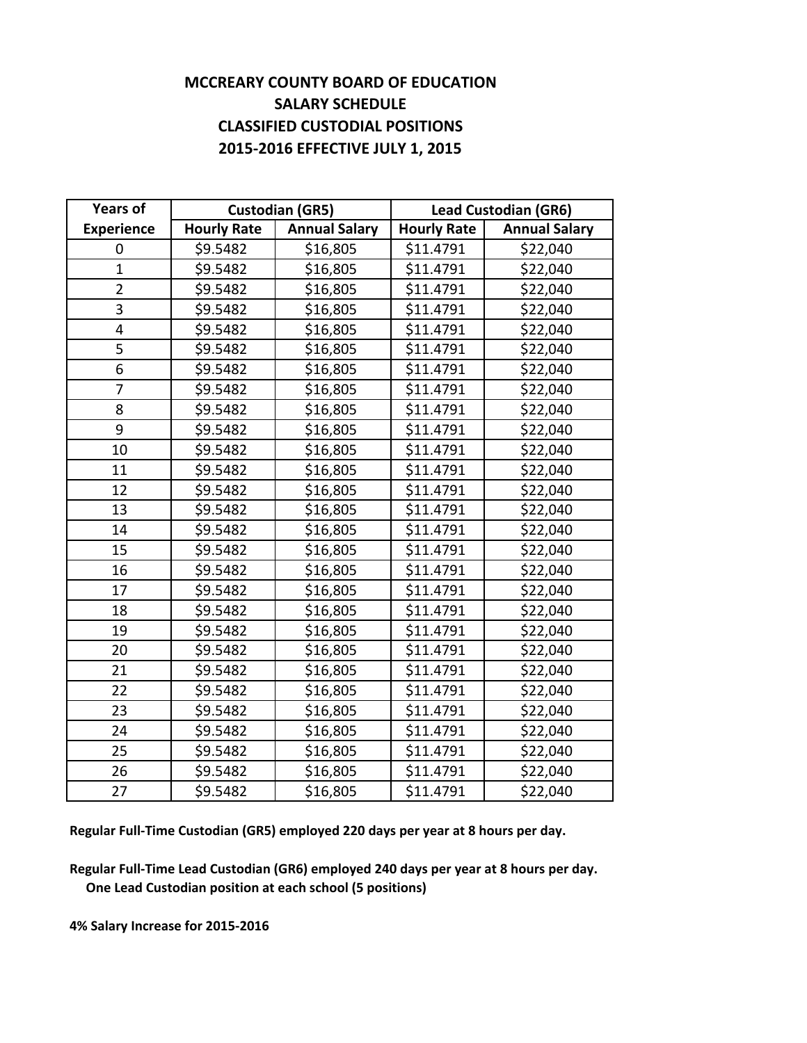# MCCREARY COUNTY BOARD OF EDUCATION
## SALARY SCHEDULE
## CLASSIFIED CUSTODIAL POSITIONS
## 2015-2016 EFFECTIVE JULY 1, 2015

| Years of | Custodian (GR5) | | Lead Custodian (GR6) | |
|---|---|---|---|---|
| Experience | Hourly Rate | Annual Salary | Hourly Rate | Annual Salary |
| 0 | $9.5482 | $16,805 | $11.4791 | $22,040 |
| 1 | $9.5482 | $16,805 | $11.4791 | $22,040 |
| 2 | $9.5482 | $16,805 | $11.4791 | $22,040 |
| 3 | $9.5482 | $16,805 | $11.4791 | $22,040 |
| 4 | $9.5482 | $16,805 | $11.4791 | $22,040 |
| 5 | $9.5482 | $16,805 | $11.4791 | $22,040 |
| 6 | $9.5482 | $16,805 | $11.4791 | $22,040 |
| 7 | $9.5482 | $16,805 | $11.4791 | $22,040 |
| 8 | $9.5482 | $16,805 | $11.4791 | $22,040 |
| 9 | $9.5482 | $16,805 | $11.4791 | $22,040 |
| 10 | $9.5482 | $16,805 | $11.4791 | $22,040 |
| 11 | $9.5482 | $16,805 | $11.4791 | $22,040 |
| 12 | $9.5482 | $16,805 | $11.4791 | $22,040 |
| 13 | $9.5482 | $16,805 | $11.4791 | $22,040 |
| 14 | $9.5482 | $16,805 | $11.4791 | $22,040 |
| 15 | $9.5482 | $16,805 | $11.4791 | $22,040 |
| 16 | $9.5482 | $16,805 | $11.4791 | $22,040 |
| 17 | $9.5482 | $16,805 | $11.4791 | $22,040 |
| 18 | $9.5482 | $16,805 | $11.4791 | $22,040 |
| 19 | $9.5482 | $16,805 | $11.4791 | $22,040 |
| 20 | $9.5482 | $16,805 | $11.4791 | $22,040 |
| 21 | $9.5482 | $16,805 | $11.4791 | $22,040 |
| 22 | $9.5482 | $16,805 | $11.4791 | $22,040 |
| 23 | $9.5482 | $16,805 | $11.4791 | $22,040 |
| 24 | $9.5482 | $16,805 | $11.4791 | $22,040 |
| 25 | $9.5482 | $16,805 | $11.4791 | $22,040 |
| 26 | $9.5482 | $16,805 | $11.4791 | $22,040 |
| 27 | $9.5482 | $16,805 | $11.4791 | $22,040 |

**Regular Full-Time Custodian (GR5) employed 220 days per year at 8 hours per day.**

**Regular Full-Time Lead Custodian (GR6) employed 240 days per year at 8 hours per day.**
**One Lead Custodian position at each school (5 positions)**

**4% Salary Increase for 2015-2016**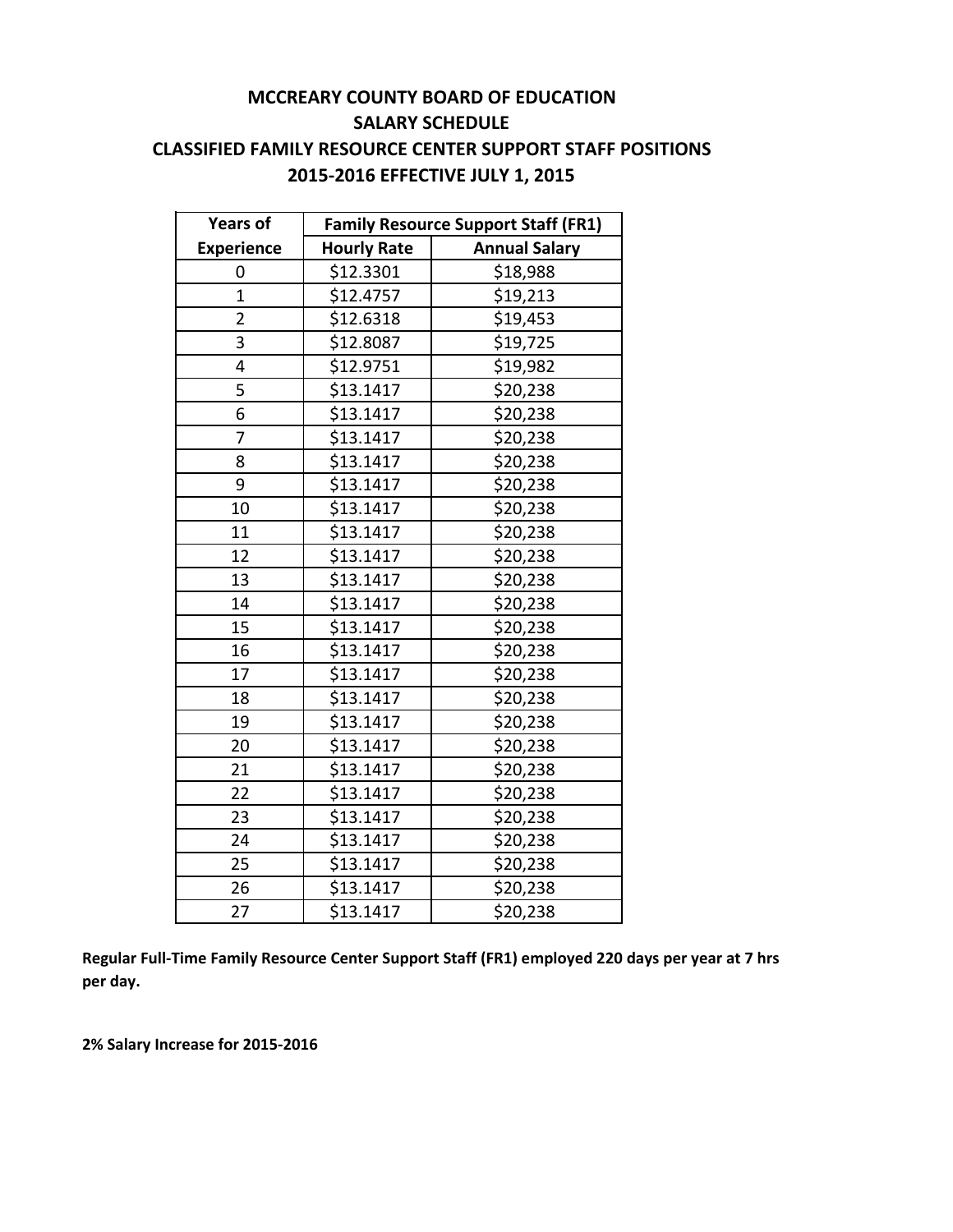# MCCREARY COUNTY BOARD OF EDUCATION
## SALARY SCHEDULE
## CLASSIFIED FAMILY RESOURCE CENTER SUPPORT STAFF POSITIONS
## 2015-2016 EFFECTIVE JULY 1, 2015

| Years of | Family Resource Support Staff (FR1) | |
|---|---|---|
| Experience | Hourly Rate | Annual Salary |
| 0 | $12.3301 | $18,988 |
| 1 | $12.4757 | $19,213 |
| 2 | $12.6318 | $19,453 |
| 3 | $12.8087 | $19,725 |
| 4 | $12.9751 | $19,982 |
| 5 | $13.1417 | $20,238 |
| 6 | $13.1417 | $20,238 |
| 7 | $13.1417 | $20,238 |
| 8 | $13.1417 | $20,238 |
| 9 | $13.1417 | $20,238 |
| 10 | $13.1417 | $20,238 |
| 11 | $13.1417 | $20,238 |
| 12 | $13.1417 | $20,238 |
| 13 | $13.1417 | $20,238 |
| 14 | $13.1417 | $20,238 |
| 15 | $13.1417 | $20,238 |
| 16 | $13.1417 | $20,238 |
| 17 | $13.1417 | $20,238 |
| 18 | $13.1417 | $20,238 |
| 19 | $13.1417 | $20,238 |
| 20 | $13.1417 | $20,238 |
| 21 | $13.1417 | $20,238 |
| 22 | $13.1417 | $20,238 |
| 23 | $13.1417 | $20,238 |
| 24 | $13.1417 | $20,238 |
| 25 | $13.1417 | $20,238 |
| 26 | $13.1417 | $20,238 |
| 27 | $13.1417 | $20,238 |

**Regular Full-Time Family Resource Center Support Staff (FR1) employed 220 days per year at 7 hrs per day.**

**2% Salary Increase for 2015-2016**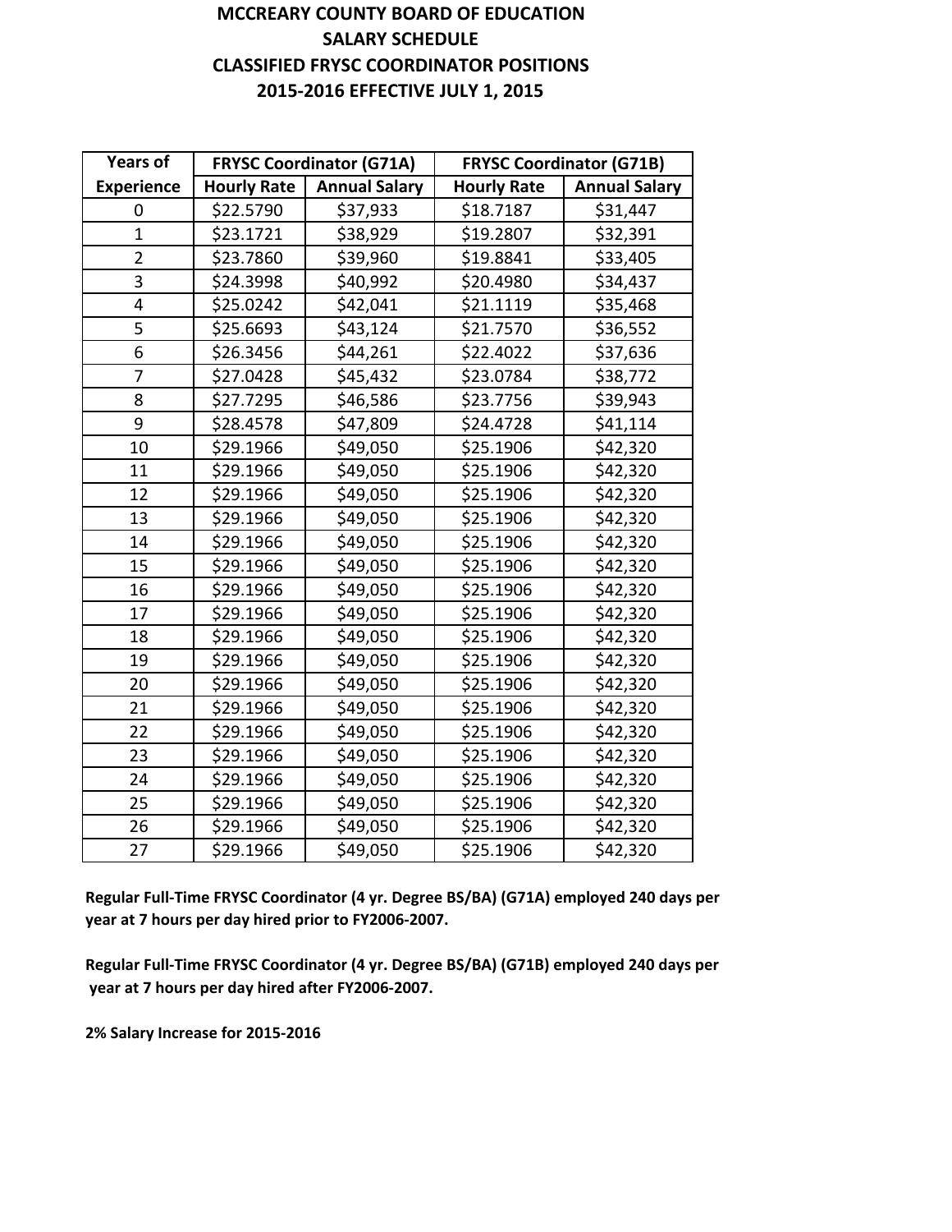# MCCREARY COUNTY BOARD OF EDUCATION
## SALARY SCHEDULE
## CLASSIFIED FRYSC COORDINATOR POSITIONS
## 2015-2016 EFFECTIVE JULY 1, 2015

| Years of | FRYSC Coordinator (G71A) | | FRYSC Coordinator (G71B) | |
|---|---|---|---|---|
| Experience | Hourly Rate | Annual Salary | Hourly Rate | Annual Salary |
| 0 | $22.5790 | $37,933 | $18.7187 | $31,447 |
| 1 | $23.1721 | $38,929 | $19.2807 | $32,391 |
| 2 | $23.7860 | $39,960 | $19.8841 | $33,405 |
| 3 | $24.3998 | $40,992 | $20.4980 | $34,437 |
| 4 | $25.0242 | $42,041 | $21.1119 | $35,468 |
| 5 | $25.6693 | $43,124 | $21.7570 | $36,552 |
| 6 | $26.3456 | $44,261 | $22.4022 | $37,636 |
| 7 | $27.0428 | $45,432 | $23.0784 | $38,772 |
| 8 | $27.7295 | $46,586 | $23.7756 | $39,943 |
| 9 | $28.4578 | $47,809 | $24.4728 | $41,114 |
| 10 | $29.1966 | $49,050 | $25.1906 | $42,320 |
| 11 | $29.1966 | $49,050 | $25.1906 | $42,320 |
| 12 | $29.1966 | $49,050 | $25.1906 | $42,320 |
| 13 | $29.1966 | $49,050 | $25.1906 | $42,320 |
| 14 | $29.1966 | $49,050 | $25.1906 | $42,320 |
| 15 | $29.1966 | $49,050 | $25.1906 | $42,320 |
| 16 | $29.1966 | $49,050 | $25.1906 | $42,320 |
| 17 | $29.1966 | $49,050 | $25.1906 | $42,320 |
| 18 | $29.1966 | $49,050 | $25.1906 | $42,320 |
| 19 | $29.1966 | $49,050 | $25.1906 | $42,320 |
| 20 | $29.1966 | $49,050 | $25.1906 | $42,320 |
| 21 | $29.1966 | $49,050 | $25.1906 | $42,320 |
| 22 | $29.1966 | $49,050 | $25.1906 | $42,320 |
| 23 | $29.1966 | $49,050 | $25.1906 | $42,320 |
| 24 | $29.1966 | $49,050 | $25.1906 | $42,320 |
| 25 | $29.1966 | $49,050 | $25.1906 | $42,320 |
| 26 | $29.1966 | $49,050 | $25.1906 | $42,320 |
| 27 | $29.1966 | $49,050 | $25.1906 | $42,320 |

**Regular Full-Time FRYSC Coordinator (4 yr. Degree BS/BA) (G71A) employed 240 days per year at 7 hours per day hired prior to FY2006-2007.**

**Regular Full-Time FRYSC Coordinator (4 yr. Degree BS/BA) (G71B) employed 240 days per year at 7 hours per day hired after FY2006-2007.**

**2% Salary Increase for 2015-2016**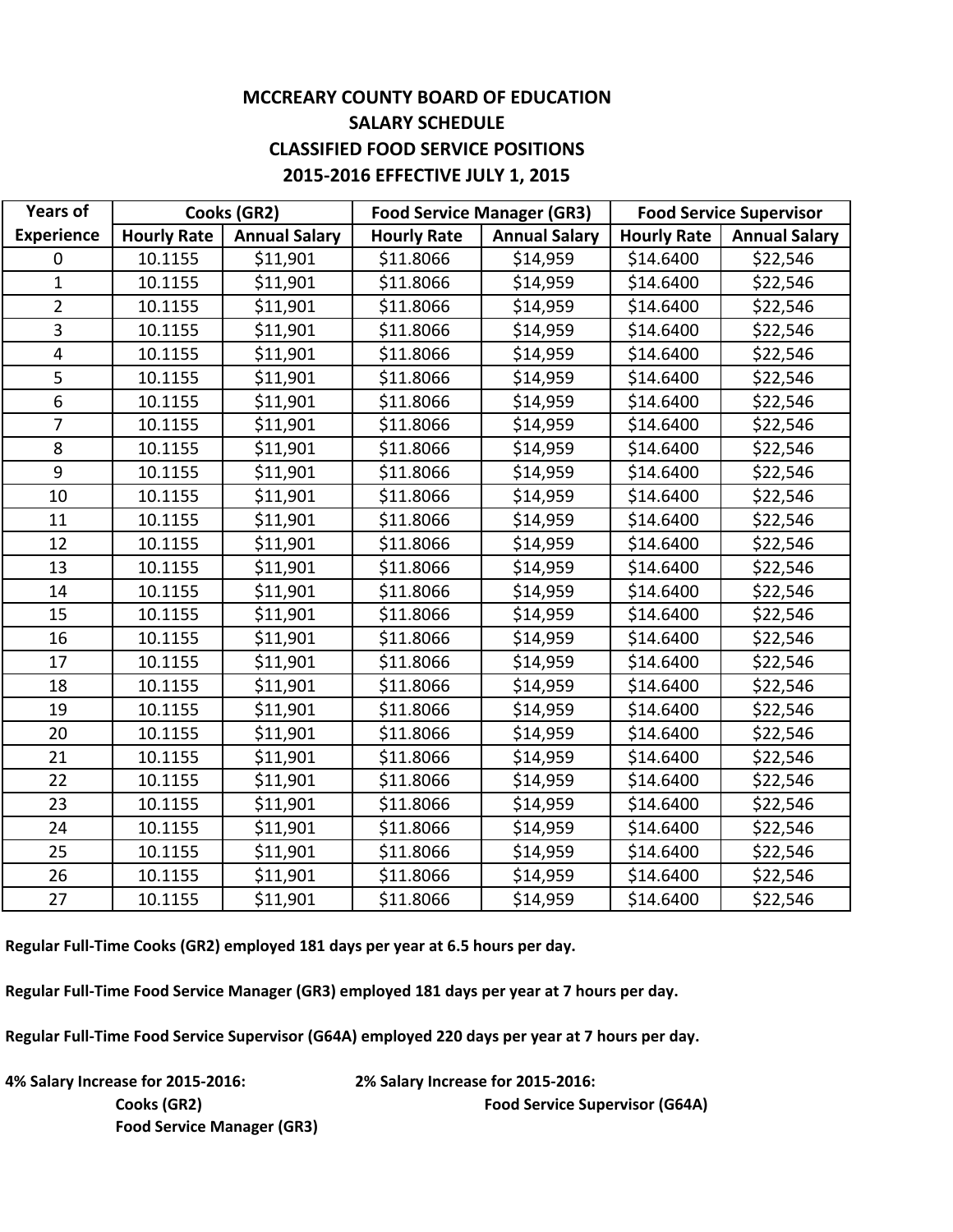# MCCREARY COUNTY BOARD OF EDUCATION
## SALARY SCHEDULE
## CLASSIFIED FOOD SERVICE POSITIONS
## 2015-2016 EFFECTIVE JULY 1, 2015

| Years of Experience | Cooks (GR2) | | Food Service Manager (GR3) | | Food Service Supervisor | |
|---|---|---|---|---|---|---|
| | Hourly Rate | Annual Salary | Hourly Rate | Annual Salary | Hourly Rate | Annual Salary |
| 0 | 10.1155 | $11,901 | $11.8066 | $14,959 | $14.6400 | $22,546 |
| 1 | 10.1155 | $11,901 | $11.8066 | $14,959 | $14.6400 | $22,546 |
| 2 | 10.1155 | $11,901 | $11.8066 | $14,959 | $14.6400 | $22,546 |
| 3 | 10.1155 | $11,901 | $11.8066 | $14,959 | $14.6400 | $22,546 |
| 4 | 10.1155 | $11,901 | $11.8066 | $14,959 | $14.6400 | $22,546 |
| 5 | 10.1155 | $11,901 | $11.8066 | $14,959 | $14.6400 | $22,546 |
| 6 | 10.1155 | $11,901 | $11.8066 | $14,959 | $14.6400 | $22,546 |
| 7 | 10.1155 | $11,901 | $11.8066 | $14,959 | $14.6400 | $22,546 |
| 8 | 10.1155 | $11,901 | $11.8066 | $14,959 | $14.6400 | $22,546 |
| 9 | 10.1155 | $11,901 | $11.8066 | $14,959 | $14.6400 | $22,546 |
| 10 | 10.1155 | $11,901 | $11.8066 | $14,959 | $14.6400 | $22,546 |
| 11 | 10.1155 | $11,901 | $11.8066 | $14,959 | $14.6400 | $22,546 |
| 12 | 10.1155 | $11,901 | $11.8066 | $14,959 | $14.6400 | $22,546 |
| 13 | 10.1155 | $11,901 | $11.8066 | $14,959 | $14.6400 | $22,546 |
| 14 | 10.1155 | $11,901 | $11.8066 | $14,959 | $14.6400 | $22,546 |
| 15 | 10.1155 | $11,901 | $11.8066 | $14,959 | $14.6400 | $22,546 |
| 16 | 10.1155 | $11,901 | $11.8066 | $14,959 | $14.6400 | $22,546 |
| 17 | 10.1155 | $11,901 | $11.8066 | $14,959 | $14.6400 | $22,546 |
| 18 | 10.1155 | $11,901 | $11.8066 | $14,959 | $14.6400 | $22,546 |
| 19 | 10.1155 | $11,901 | $11.8066 | $14,959 | $14.6400 | $22,546 |
| 20 | 10.1155 | $11,901 | $11.8066 | $14,959 | $14.6400 | $22,546 |
| 21 | 10.1155 | $11,901 | $11.8066 | $14,959 | $14.6400 | $22,546 |
| 22 | 10.1155 | $11,901 | $11.8066 | $14,959 | $14.6400 | $22,546 |
| 23 | 10.1155 | $11,901 | $11.8066 | $14,959 | $14.6400 | $22,546 |
| 24 | 10.1155 | $11,901 | $11.8066 | $14,959 | $14.6400 | $22,546 |
| 25 | 10.1155 | $11,901 | $11.8066 | $14,959 | $14.6400 | $22,546 |
| 26 | 10.1155 | $11,901 | $11.8066 | $14,959 | $14.6400 | $22,546 |
| 27 | 10.1155 | $11,901 | $11.8066 | $14,959 | $14.6400 | $22,546 |

**Regular Full-Time Cooks (GR2) employed 181 days per year at 6.5 hours per day.**

**Regular Full-Time Food Service Manager (GR3) employed 181 days per year at 7 hours per day.**

**Regular Full-Time Food Service Supervisor (G64A) employed 220 days per year at 7 hours per day.**

**4% Salary Increase for 2015-2016:**
- **Cooks (GR2)**
- **Food Service Manager (GR3)**

**2% Salary Increase for 2015-2016:**
- **Food Service Supervisor (G64A)**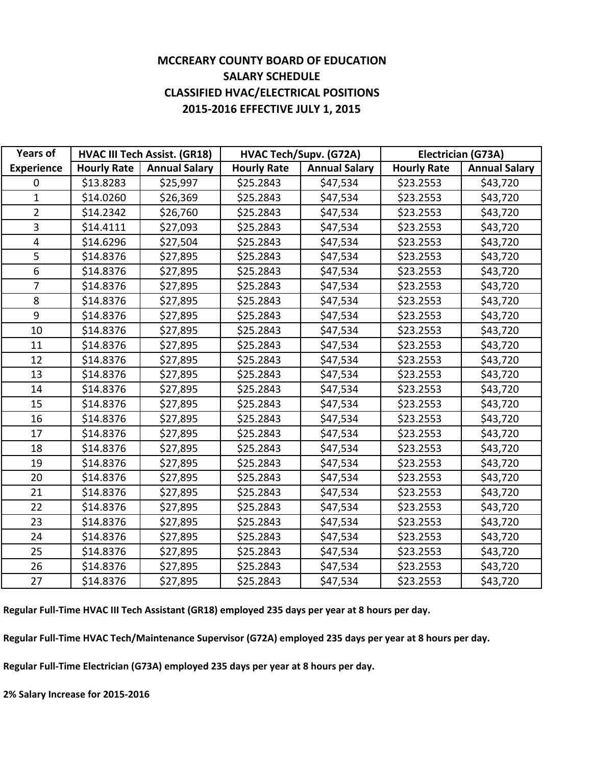## MCCREARY COUNTY BOARD OF EDUCATION
## SALARY SCHEDULE
## CLASSIFIED HVAC/ELECTRICAL POSITIONS
## 2015-2016 EFFECTIVE JULY 1, 2015

| Years of | HVAC III Tech Assist. (GR18) | | HVAC Tech/Supv. (G72A) | | Electrician (G73A) | |
|---|---|---|---|---|---|---|
| Experience | Hourly Rate | Annual Salary | Hourly Rate | Annual Salary | Hourly Rate | Annual Salary |
| 0 | $13.8283 | $25,997 | $25.2843 | $47,534 | $23.2553 | $43,720 |
| 1 | $14.0260 | $26,369 | $25.2843 | $47,534 | $23.2553 | $43,720 |
| 2 | $14.2342 | $26,760 | $25.2843 | $47,534 | $23.2553 | $43,720 |
| 3 | $14.4111 | $27,093 | $25.2843 | $47,534 | $23.2553 | $43,720 |
| 4 | $14.6296 | $27,504 | $25.2843 | $47,534 | $23.2553 | $43,720 |
| 5 | $14.8376 | $27,895 | $25.2843 | $47,534 | $23.2553 | $43,720 |
| 6 | $14.8376 | $27,895 | $25.2843 | $47,534 | $23.2553 | $43,720 |
| 7 | $14.8376 | $27,895 | $25.2843 | $47,534 | $23.2553 | $43,720 |
| 8 | $14.8376 | $27,895 | $25.2843 | $47,534 | $23.2553 | $43,720 |
| 9 | $14.8376 | $27,895 | $25.2843 | $47,534 | $23.2553 | $43,720 |
| 10 | $14.8376 | $27,895 | $25.2843 | $47,534 | $23.2553 | $43,720 |
| 11 | $14.8376 | $27,895 | $25.2843 | $47,534 | $23.2553 | $43,720 |
| 12 | $14.8376 | $27,895 | $25.2843 | $47,534 | $23.2553 | $43,720 |
| 13 | $14.8376 | $27,895 | $25.2843 | $47,534 | $23.2553 | $43,720 |
| 14 | $14.8376 | $27,895 | $25.2843 | $47,534 | $23.2553 | $43,720 |
| 15 | $14.8376 | $27,895 | $25.2843 | $47,534 | $23.2553 | $43,720 |
| 16 | $14.8376 | $27,895 | $25.2843 | $47,534 | $23.2553 | $43,720 |
| 17 | $14.8376 | $27,895 | $25.2843 | $47,534 | $23.2553 | $43,720 |
| 18 | $14.8376 | $27,895 | $25.2843 | $47,534 | $23.2553 | $43,720 |
| 19 | $14.8376 | $27,895 | $25.2843 | $47,534 | $23.2553 | $43,720 |
| 20 | $14.8376 | $27,895 | $25.2843 | $47,534 | $23.2553 | $43,720 |
| 21 | $14.8376 | $27,895 | $25.2843 | $47,534 | $23.2553 | $43,720 |
| 22 | $14.8376 | $27,895 | $25.2843 | $47,534 | $23.2553 | $43,720 |
| 23 | $14.8376 | $27,895 | $25.2843 | $47,534 | $23.2553 | $43,720 |
| 24 | $14.8376 | $27,895 | $25.2843 | $47,534 | $23.2553 | $43,720 |
| 25 | $14.8376 | $27,895 | $25.2843 | $47,534 | $23.2553 | $43,720 |
| 26 | $14.8376 | $27,895 | $25.2843 | $47,534 | $23.2553 | $43,720 |
| 27 | $14.8376 | $27,895 | $25.2843 | $47,534 | $23.2553 | $43,720 |

**Regular Full-Time HVAC III Tech Assistant (GR18) employed 235 days per year at 8 hours per day.**

**Regular Full-Time HVAC Tech/Maintenance Supervisor (G72A) employed 235 days per year at 8 hours per day.**

**Regular Full-Time Electrician (G73A) employed 235 days per year at 8 hours per day.**

**2% Salary Increase for 2015-2016**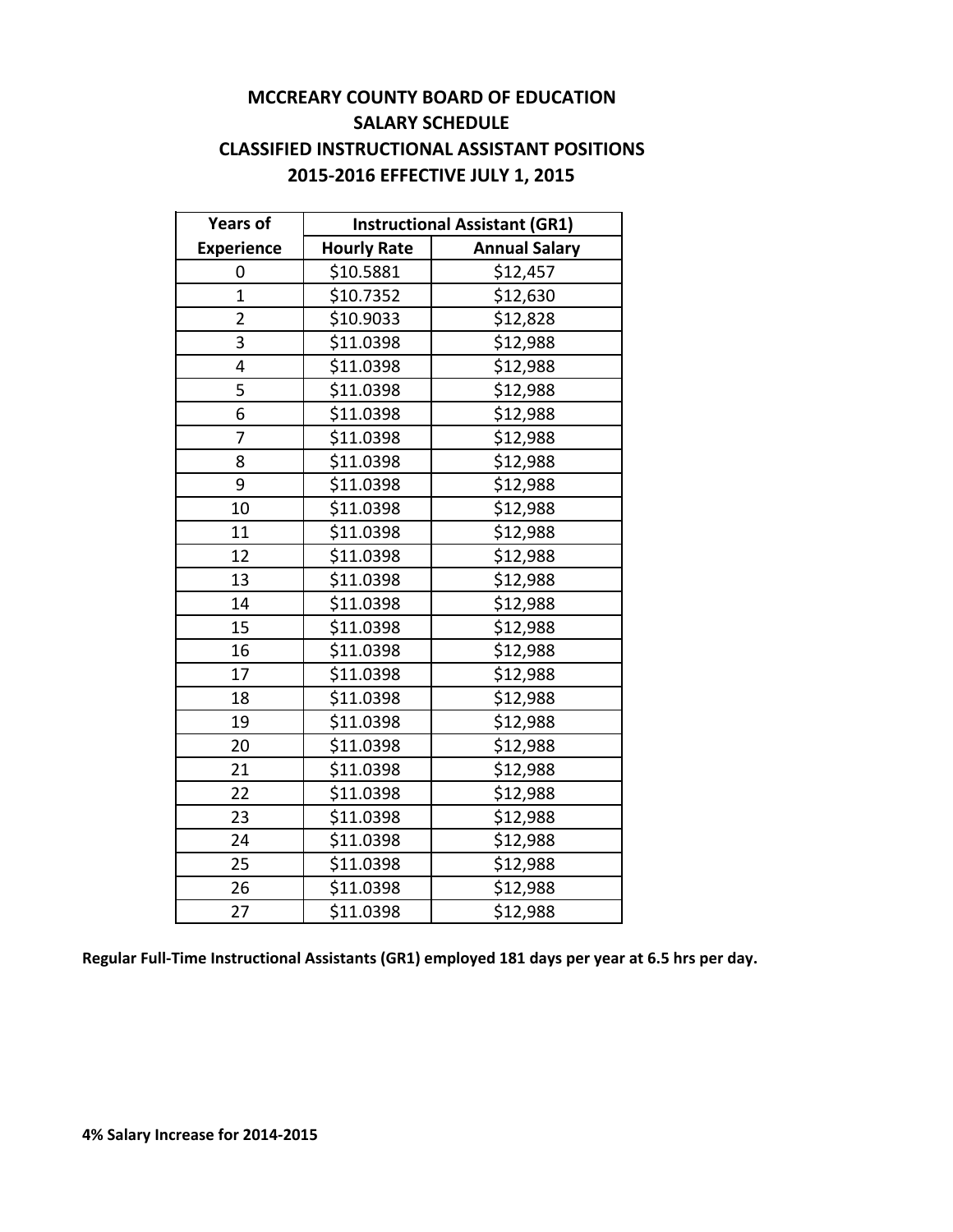# MCCREARY COUNTY BOARD OF EDUCATION
## SALARY SCHEDULE
## CLASSIFIED INSTRUCTIONAL ASSISTANT POSITIONS
## 2015-2016 EFFECTIVE JULY 1, 2015

| Years of | Instructional Assistant (GR1) | |
|---|---|---|
| Experience | Hourly Rate | Annual Salary |
| 0 | $10.5881 | $12,457 |
| 1 | $10.7352 | $12,630 |
| 2 | $10.9033 | $12,828 |
| 3 | $11.0398 | $12,988 |
| 4 | $11.0398 | $12,988 |
| 5 | $11.0398 | $12,988 |
| 6 | $11.0398 | $12,988 |
| 7 | $11.0398 | $12,988 |
| 8 | $11.0398 | $12,988 |
| 9 | $11.0398 | $12,988 |
| 10 | $11.0398 | $12,988 |
| 11 | $11.0398 | $12,988 |
| 12 | $11.0398 | $12,988 |
| 13 | $11.0398 | $12,988 |
| 14 | $11.0398 | $12,988 |
| 15 | $11.0398 | $12,988 |
| 16 | $11.0398 | $12,988 |
| 17 | $11.0398 | $12,988 |
| 18 | $11.0398 | $12,988 |
| 19 | $11.0398 | $12,988 |
| 20 | $11.0398 | $12,988 |
| 21 | $11.0398 | $12,988 |
| 22 | $11.0398 | $12,988 |
| 23 | $11.0398 | $12,988 |
| 24 | $11.0398 | $12,988 |
| 25 | $11.0398 | $12,988 |
| 26 | $11.0398 | $12,988 |
| 27 | $11.0398 | $12,988 |

**Regular Full-Time Instructional Assistants (GR1) employed 181 days per year at 6.5 hrs per day.**

**4% Salary Increase for 2014-2015**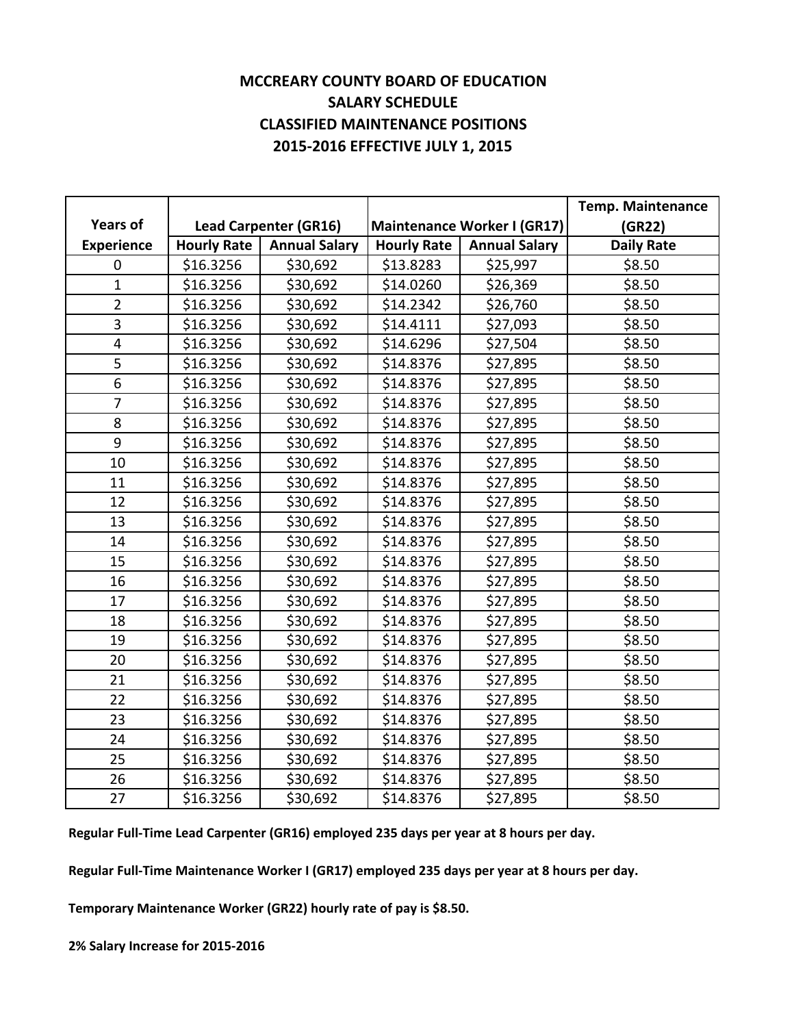**MCCREARY COUNTY BOARD OF EDUCATION**
**SALARY SCHEDULE**
**CLASSIFIED MAINTENANCE POSITIONS**
**2015-2016 EFFECTIVE JULY 1, 2015**

| Years of | Lead Carpenter (GR16) | | Maintenance Worker I (GR17) | | Temp. Maintenance (GR22) |
|---|---|---|---|---|---|
| Experience | Hourly Rate | Annual Salary | Hourly Rate | Annual Salary | Daily Rate |
| 0 | $16.3256 | $30,692 | $13.8283 | $25,997 | $8.50 |
| 1 | $16.3256 | $30,692 | $14.0260 | $26,369 | $8.50 |
| 2 | $16.3256 | $30,692 | $14.2342 | $26,760 | $8.50 |
| 3 | $16.3256 | $30,692 | $14.4111 | $27,093 | $8.50 |
| 4 | $16.3256 | $30,692 | $14.6296 | $27,504 | $8.50 |
| 5 | $16.3256 | $30,692 | $14.8376 | $27,895 | $8.50 |
| 6 | $16.3256 | $30,692 | $14.8376 | $27,895 | $8.50 |
| 7 | $16.3256 | $30,692 | $14.8376 | $27,895 | $8.50 |
| 8 | $16.3256 | $30,692 | $14.8376 | $27,895 | $8.50 |
| 9 | $16.3256 | $30,692 | $14.8376 | $27,895 | $8.50 |
| 10 | $16.3256 | $30,692 | $14.8376 | $27,895 | $8.50 |
| 11 | $16.3256 | $30,692 | $14.8376 | $27,895 | $8.50 |
| 12 | $16.3256 | $30,692 | $14.8376 | $27,895 | $8.50 |
| 13 | $16.3256 | $30,692 | $14.8376 | $27,895 | $8.50 |
| 14 | $16.3256 | $30,692 | $14.8376 | $27,895 | $8.50 |
| 15 | $16.3256 | $30,692 | $14.8376 | $27,895 | $8.50 |
| 16 | $16.3256 | $30,692 | $14.8376 | $27,895 | $8.50 |
| 17 | $16.3256 | $30,692 | $14.8376 | $27,895 | $8.50 |
| 18 | $16.3256 | $30,692 | $14.8376 | $27,895 | $8.50 |
| 19 | $16.3256 | $30,692 | $14.8376 | $27,895 | $8.50 |
| 20 | $16.3256 | $30,692 | $14.8376 | $27,895 | $8.50 |
| 21 | $16.3256 | $30,692 | $14.8376 | $27,895 | $8.50 |
| 22 | $16.3256 | $30,692 | $14.8376 | $27,895 | $8.50 |
| 23 | $16.3256 | $30,692 | $14.8376 | $27,895 | $8.50 |
| 24 | $16.3256 | $30,692 | $14.8376 | $27,895 | $8.50 |
| 25 | $16.3256 | $30,692 | $14.8376 | $27,895 | $8.50 |
| 26 | $16.3256 | $30,692 | $14.8376 | $27,895 | $8.50 |
| 27 | $16.3256 | $30,692 | $14.8376 | $27,895 | $8.50 |

**Regular Full-Time Lead Carpenter (GR16) employed 235 days per year at 8 hours per day.**

**Regular Full-Time Maintenance Worker I (GR17) employed 235 days per year at 8 hours per day.**

**Temporary Maintenance Worker (GR22) hourly rate of pay is $8.50.**

**2% Salary Increase for 2015-2016**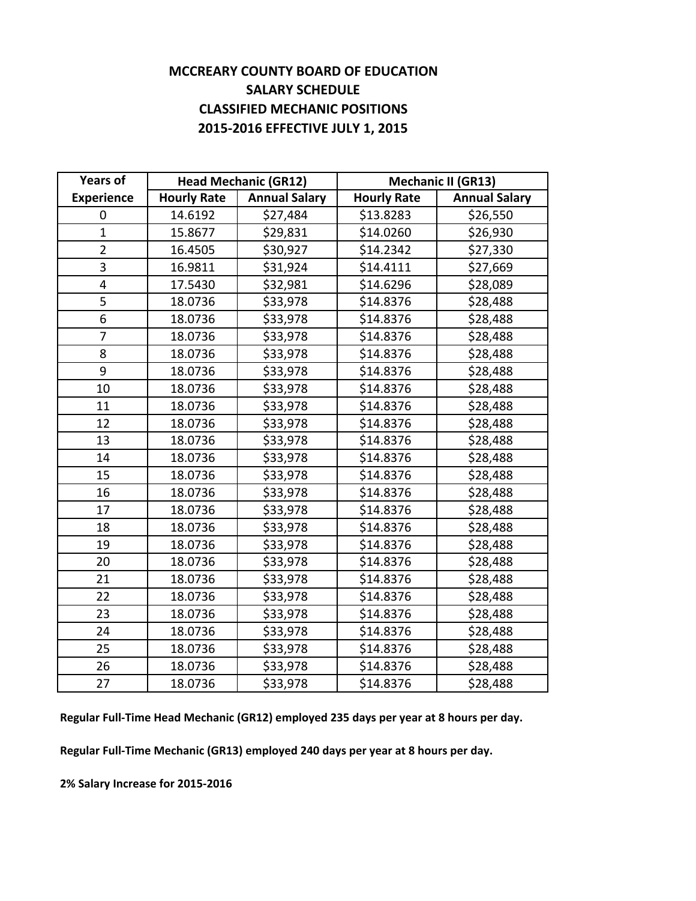# MCCREARY COUNTY BOARD OF EDUCATION
## SALARY SCHEDULE
## CLASSIFIED MECHANIC POSITIONS
## 2015-2016 EFFECTIVE JULY 1, 2015

| Years of | Head Mechanic (GR12) | | Mechanic II (GR13) | |
|---|---|---|---|---|
| Experience | Hourly Rate | Annual Salary | Hourly Rate | Annual Salary |
| 0 | 14.6192 | $27,484 | $13.8283 | $26,550 |
| 1 | 15.8677 | $29,831 | $14.0260 | $26,930 |
| 2 | 16.4505 | $30,927 | $14.2342 | $27,330 |
| 3 | 16.9811 | $31,924 | $14.4111 | $27,669 |
| 4 | 17.5430 | $32,981 | $14.6296 | $28,089 |
| 5 | 18.0736 | $33,978 | $14.8376 | $28,488 |
| 6 | 18.0736 | $33,978 | $14.8376 | $28,488 |
| 7 | 18.0736 | $33,978 | $14.8376 | $28,488 |
| 8 | 18.0736 | $33,978 | $14.8376 | $28,488 |
| 9 | 18.0736 | $33,978 | $14.8376 | $28,488 |
| 10 | 18.0736 | $33,978 | $14.8376 | $28,488 |
| 11 | 18.0736 | $33,978 | $14.8376 | $28,488 |
| 12 | 18.0736 | $33,978 | $14.8376 | $28,488 |
| 13 | 18.0736 | $33,978 | $14.8376 | $28,488 |
| 14 | 18.0736 | $33,978 | $14.8376 | $28,488 |
| 15 | 18.0736 | $33,978 | $14.8376 | $28,488 |
| 16 | 18.0736 | $33,978 | $14.8376 | $28,488 |
| 17 | 18.0736 | $33,978 | $14.8376 | $28,488 |
| 18 | 18.0736 | $33,978 | $14.8376 | $28,488 |
| 19 | 18.0736 | $33,978 | $14.8376 | $28,488 |
| 20 | 18.0736 | $33,978 | $14.8376 | $28,488 |
| 21 | 18.0736 | $33,978 | $14.8376 | $28,488 |
| 22 | 18.0736 | $33,978 | $14.8376 | $28,488 |
| 23 | 18.0736 | $33,978 | $14.8376 | $28,488 |
| 24 | 18.0736 | $33,978 | $14.8376 | $28,488 |
| 25 | 18.0736 | $33,978 | $14.8376 | $28,488 |
| 26 | 18.0736 | $33,978 | $14.8376 | $28,488 |
| 27 | 18.0736 | $33,978 | $14.8376 | $28,488 |

**Regular Full-Time Head Mechanic (GR12) employed 235 days per year at 8 hours per day.**

**Regular Full-Time Mechanic (GR13) employed 240 days per year at 8 hours per day.**

**2% Salary Increase for 2015-2016**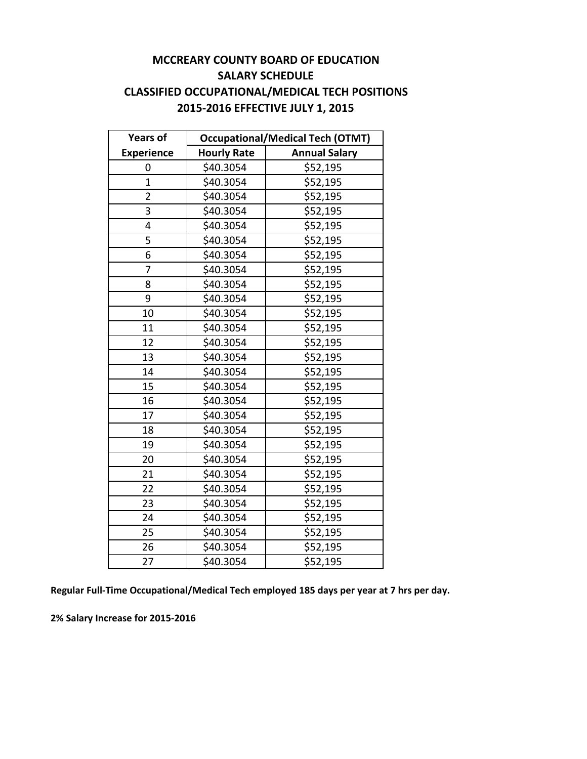# MCCREARY COUNTY BOARD OF EDUCATION
## SALARY SCHEDULE
## CLASSIFIED OCCUPATIONAL/MEDICAL TECH POSITIONS
## 2015-2016 EFFECTIVE JULY 1, 2015

| Years of | Occupational/Medical Tech (OTMT) | |
|---|---|---|
| Experience | Hourly Rate | Annual Salary |
| 0 | $40.3054 | $52,195 |
| 1 | $40.3054 | $52,195 |
| 2 | $40.3054 | $52,195 |
| 3 | $40.3054 | $52,195 |
| 4 | $40.3054 | $52,195 |
| 5 | $40.3054 | $52,195 |
| 6 | $40.3054 | $52,195 |
| 7 | $40.3054 | $52,195 |
| 8 | $40.3054 | $52,195 |
| 9 | $40.3054 | $52,195 |
| 10 | $40.3054 | $52,195 |
| 11 | $40.3054 | $52,195 |
| 12 | $40.3054 | $52,195 |
| 13 | $40.3054 | $52,195 |
| 14 | $40.3054 | $52,195 |
| 15 | $40.3054 | $52,195 |
| 16 | $40.3054 | $52,195 |
| 17 | $40.3054 | $52,195 |
| 18 | $40.3054 | $52,195 |
| 19 | $40.3054 | $52,195 |
| 20 | $40.3054 | $52,195 |
| 21 | $40.3054 | $52,195 |
| 22 | $40.3054 | $52,195 |
| 23 | $40.3054 | $52,195 |
| 24 | $40.3054 | $52,195 |
| 25 | $40.3054 | $52,195 |
| 26 | $40.3054 | $52,195 |
| 27 | $40.3054 | $52,195 |

**Regular Full-Time Occupational/Medical Tech employed 185 days per year at 7 hrs per day.**

**2% Salary Increase for 2015-2016**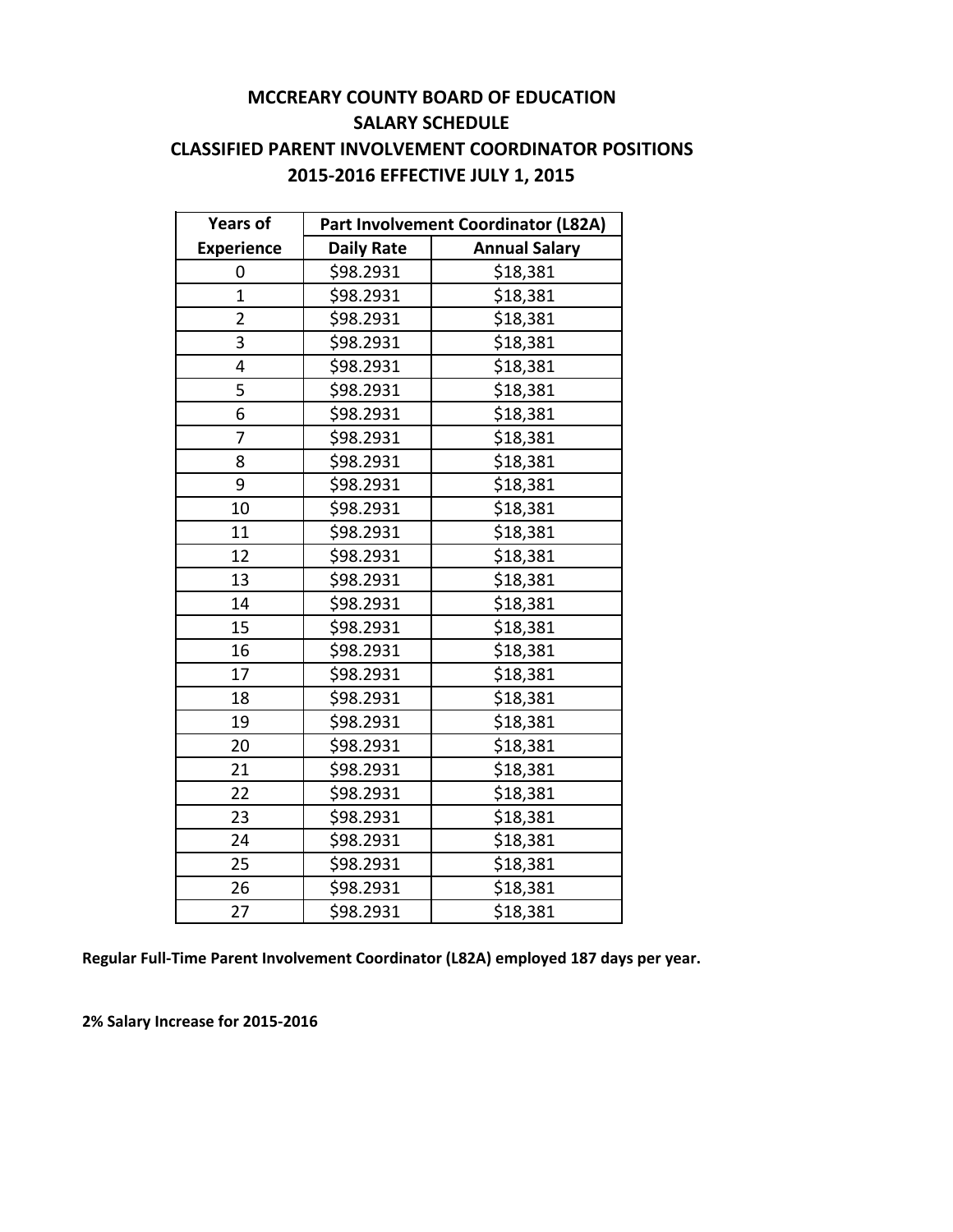# MCCREARY COUNTY BOARD OF EDUCATION
## SALARY SCHEDULE
## CLASSIFIED PARENT INVOLVEMENT COORDINATOR POSITIONS
## 2015-2016 EFFECTIVE JULY 1, 2015

| Years of | Part Involvement Coordinator (L82A) | |
|---|---|---|
| Experience | Daily Rate | Annual Salary |
| 0 | $98.2931 | $18,381 |
| 1 | $98.2931 | $18,381 |
| 2 | $98.2931 | $18,381 |
| 3 | $98.2931 | $18,381 |
| 4 | $98.2931 | $18,381 |
| 5 | $98.2931 | $18,381 |
| 6 | $98.2931 | $18,381 |
| 7 | $98.2931 | $18,381 |
| 8 | $98.2931 | $18,381 |
| 9 | $98.2931 | $18,381 |
| 10 | $98.2931 | $18,381 |
| 11 | $98.2931 | $18,381 |
| 12 | $98.2931 | $18,381 |
| 13 | $98.2931 | $18,381 |
| 14 | $98.2931 | $18,381 |
| 15 | $98.2931 | $18,381 |
| 16 | $98.2931 | $18,381 |
| 17 | $98.2931 | $18,381 |
| 18 | $98.2931 | $18,381 |
| 19 | $98.2931 | $18,381 |
| 20 | $98.2931 | $18,381 |
| 21 | $98.2931 | $18,381 |
| 22 | $98.2931 | $18,381 |
| 23 | $98.2931 | $18,381 |
| 24 | $98.2931 | $18,381 |
| 25 | $98.2931 | $18,381 |
| 26 | $98.2931 | $18,381 |
| 27 | $98.2931 | $18,381 |

**Regular Full-Time Parent Involvement Coordinator (L82A) employed 187 days per year.**

**2% Salary Increase for 2015-2016**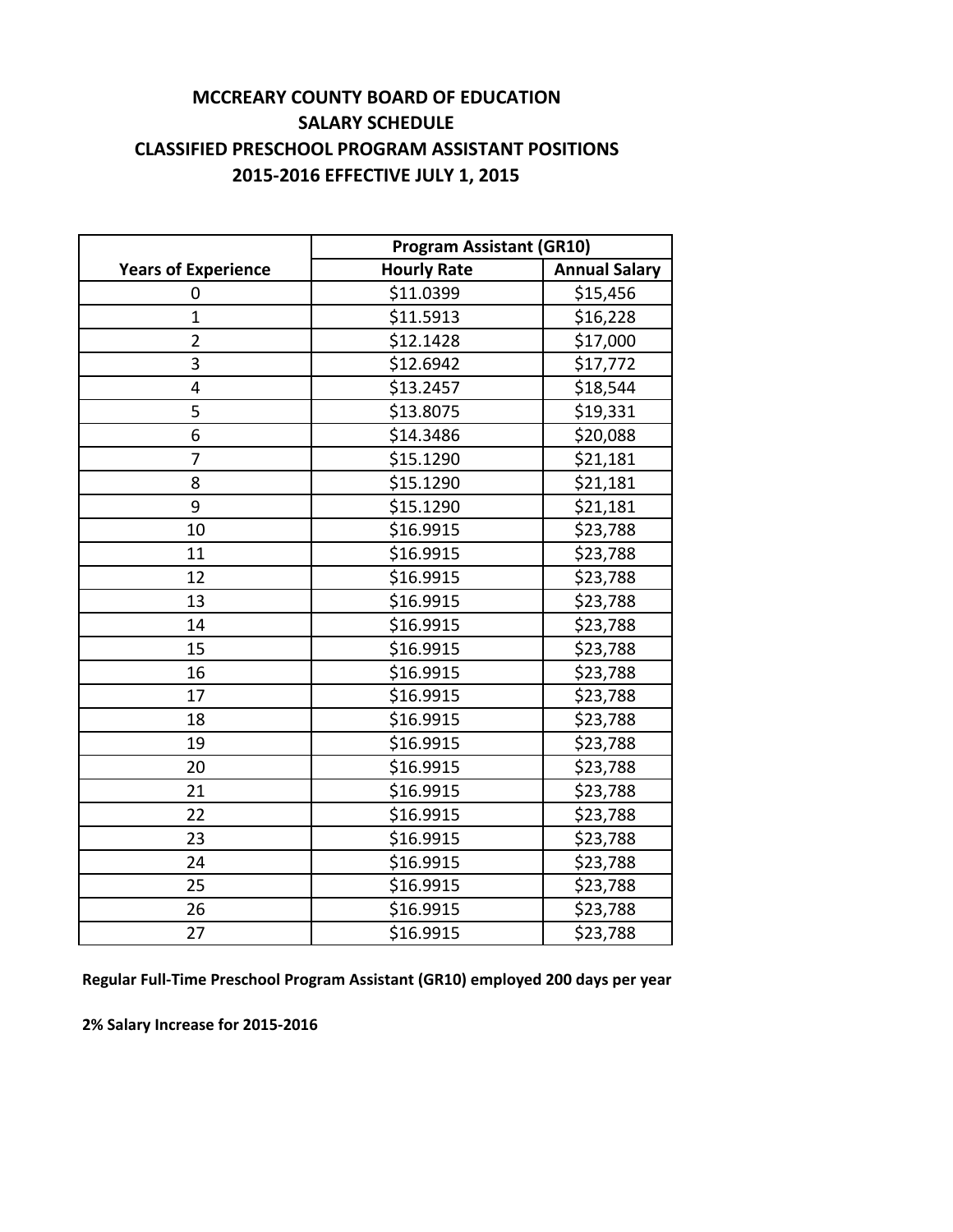# MCCREARY COUNTY BOARD OF EDUCATION
## SALARY SCHEDULE
## CLASSIFIED PRESCHOOL PROGRAM ASSISTANT POSITIONS
## 2015-2016 EFFECTIVE JULY 1, 2015

| | Program Assistant (GR10) | |
|---|---|---|
| **Years of Experience** | **Hourly Rate** | **Annual Salary** |
| 0 | $11.0399 | $15,456 |
| 1 | $11.5913 | $16,228 |
| 2 | $12.1428 | $17,000 |
| 3 | $12.6942 | $17,772 |
| 4 | $13.2457 | $18,544 |
| 5 | $13.8075 | $19,331 |
| 6 | $14.3486 | $20,088 |
| 7 | $15.1290 | $21,181 |
| 8 | $15.1290 | $21,181 |
| 9 | $15.1290 | $21,181 |
| 10 | $16.9915 | $23,788 |
| 11 | $16.9915 | $23,788 |
| 12 | $16.9915 | $23,788 |
| 13 | $16.9915 | $23,788 |
| 14 | $16.9915 | $23,788 |
| 15 | $16.9915 | $23,788 |
| 16 | $16.9915 | $23,788 |
| 17 | $16.9915 | $23,788 |
| 18 | $16.9915 | $23,788 |
| 19 | $16.9915 | $23,788 |
| 20 | $16.9915 | $23,788 |
| 21 | $16.9915 | $23,788 |
| 22 | $16.9915 | $23,788 |
| 23 | $16.9915 | $23,788 |
| 24 | $16.9915 | $23,788 |
| 25 | $16.9915 | $23,788 |
| 26 | $16.9915 | $23,788 |
| 27 | $16.9915 | $23,788 |

**Regular Full-Time Preschool Program Assistant (GR10) employed 200 days per year**

**2% Salary Increase for 2015-2016**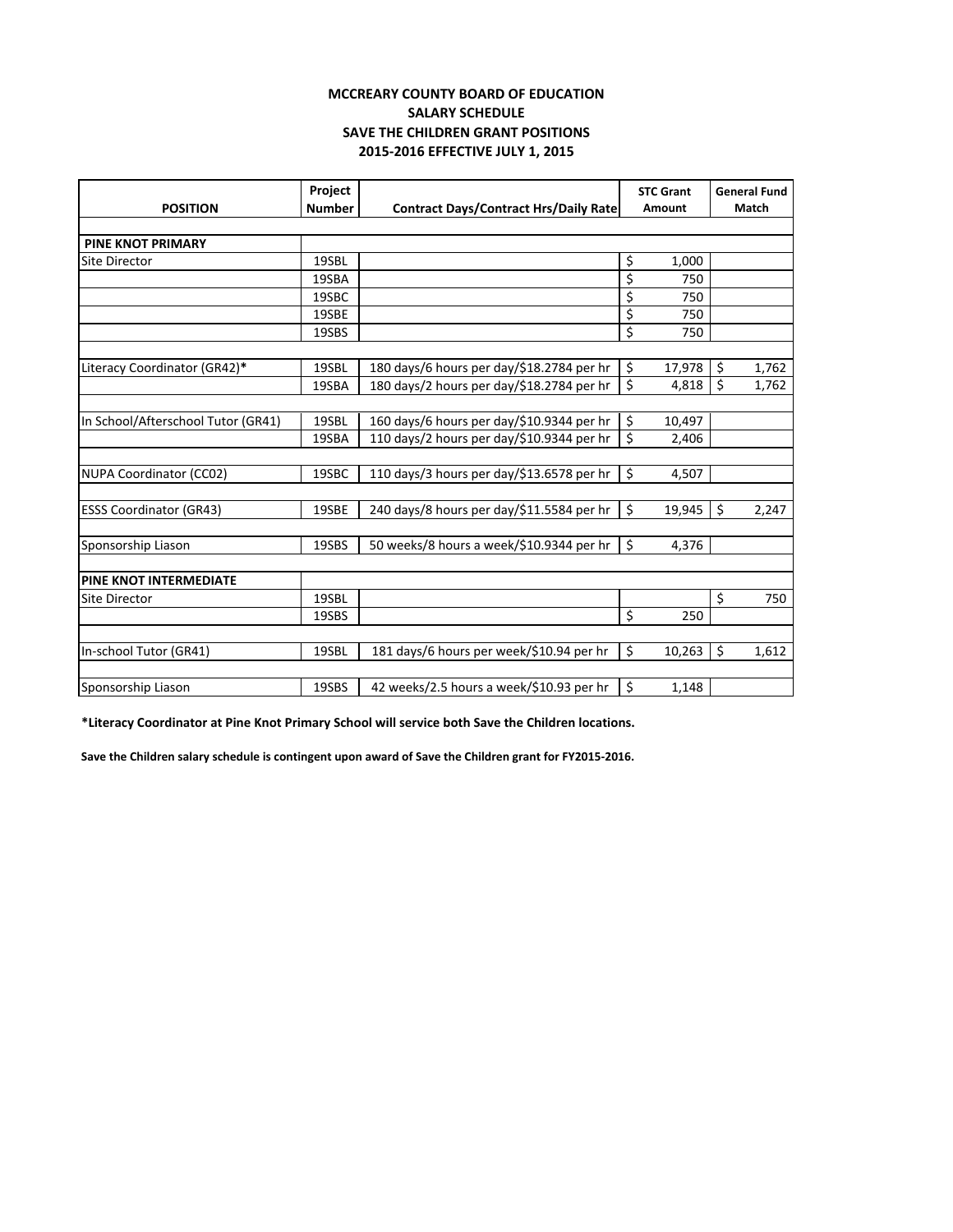**MCCREARY COUNTY BOARD OF EDUCATION**
**SALARY SCHEDULE**
**SAVE THE CHILDREN GRANT POSITIONS**
**2015-2016 EFFECTIVE JULY 1, 2015**

| POSITION | Project Number | Contract Days/Contract Hrs/Daily Rate | STC Grant Amount | General Fund Match |
|---|---|---|---|---|
| **PINE KNOT PRIMARY** | | | | |
| Site Director | 19SBL | | $ 1,000 | |
| | 19SBA | | $ 750 | |
| | 19SBC | | $ 750 | |
| | 19SBE | | $ 750 | |
| | 19SBS | | $ 750 | |
| Literacy Coordinator (GR42)* | 19SBL | 180 days/6 hours per day/$18.2784 per hr | $ 17,978 | $ 1,762 |
| | 19SBA | 180 days/2 hours per day/$18.2784 per hr | $ 4,818 | $ 1,762 |
| In School/Afterschool Tutor (GR41) | 19SBL | 160 days/6 hours per day/$10.9344 per hr | $ 10,497 | |
| | 19SBA | 110 days/2 hours per day/$10.9344 per hr | $ 2,406 | |
| NUPA Coordinator (CC02) | 19SBC | 110 days/3 hours per day/$13.6578 per hr | $ 4,507 | |
| ESSS Coordinator (GR43) | 19SBE | 240 days/8 hours per day/$11.5584 per hr | $ 19,945 | $ 2,247 |
| Sponsorship Liason | 19SBS | 50 weeks/8 hours a week/$10.9344 per hr | $ 4,376 | |
| **PINE KNOT INTERMEDIATE** | | | | |
| Site Director | 19SBL | | | $ 750 |
| | 19SBS | | $ 250 | |
| In-school Tutor (GR41) | 19SBL | 181 days/6 hours per week/$10.94 per hr | $ 10,263 | $ 1,612 |
| Sponsorship Liason | 19SBS | 42 weeks/2.5 hours a week/$10.93 per hr | $ 1,148 | |

**\*Literacy Coordinator at Pine Knot Primary School will service both Save the Children locations.**

**Save the Children salary schedule is contingent upon award of Save the Children grant for FY2015-2016.**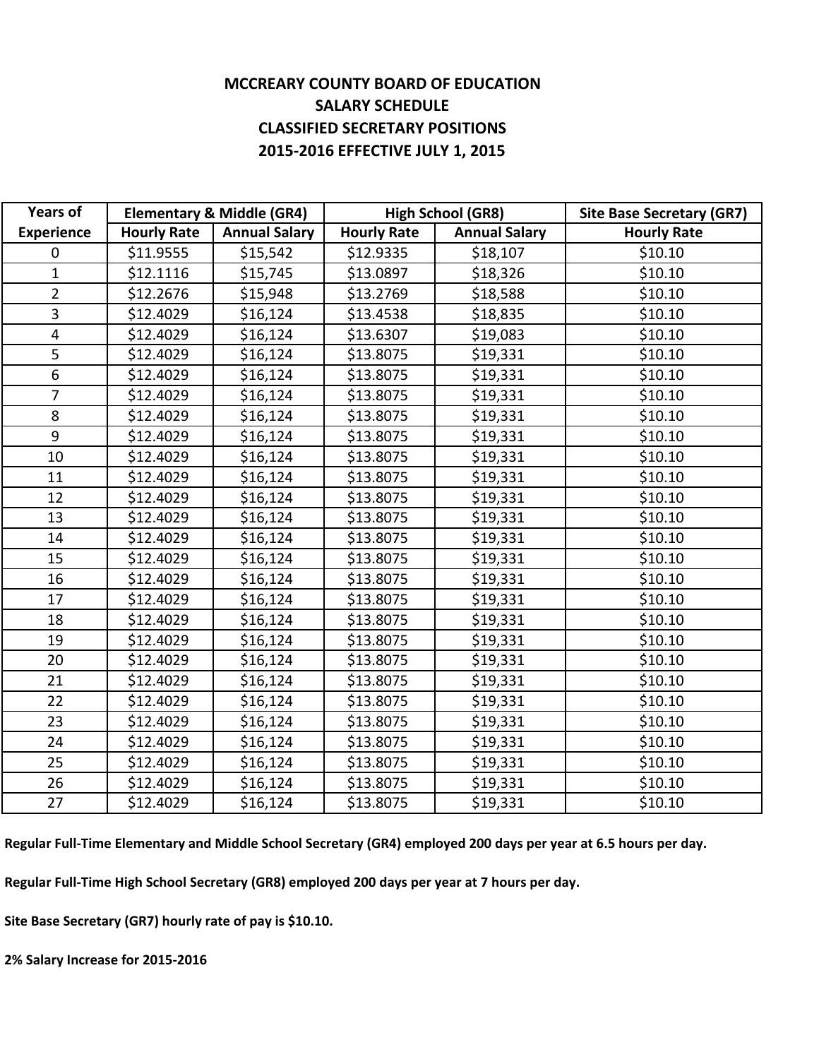# MCCREARY COUNTY BOARD OF EDUCATION
## SALARY SCHEDULE
## CLASSIFIED SECRETARY POSITIONS
## 2015-2016 EFFECTIVE JULY 1, 2015

| Years of | Elementary & Middle (GR4) | | High School (GR8) | | Site Base Secretary (GR7) |
|---|---|---|---|---|---|
| Experience | Hourly Rate | Annual Salary | Hourly Rate | Annual Salary | Hourly Rate |
| 0 | $11.9555 | $15,542 | $12.9335 | $18,107 | $10.10 |
| 1 | $12.1116 | $15,745 | $13.0897 | $18,326 | $10.10 |
| 2 | $12.2676 | $15,948 | $13.2769 | $18,588 | $10.10 |
| 3 | $12.4029 | $16,124 | $13.4538 | $18,835 | $10.10 |
| 4 | $12.4029 | $16,124 | $13.6307 | $19,083 | $10.10 |
| 5 | $12.4029 | $16,124 | $13.8075 | $19,331 | $10.10 |
| 6 | $12.4029 | $16,124 | $13.8075 | $19,331 | $10.10 |
| 7 | $12.4029 | $16,124 | $13.8075 | $19,331 | $10.10 |
| 8 | $12.4029 | $16,124 | $13.8075 | $19,331 | $10.10 |
| 9 | $12.4029 | $16,124 | $13.8075 | $19,331 | $10.10 |
| 10 | $12.4029 | $16,124 | $13.8075 | $19,331 | $10.10 |
| 11 | $12.4029 | $16,124 | $13.8075 | $19,331 | $10.10 |
| 12 | $12.4029 | $16,124 | $13.8075 | $19,331 | $10.10 |
| 13 | $12.4029 | $16,124 | $13.8075 | $19,331 | $10.10 |
| 14 | $12.4029 | $16,124 | $13.8075 | $19,331 | $10.10 |
| 15 | $12.4029 | $16,124 | $13.8075 | $19,331 | $10.10 |
| 16 | $12.4029 | $16,124 | $13.8075 | $19,331 | $10.10 |
| 17 | $12.4029 | $16,124 | $13.8075 | $19,331 | $10.10 |
| 18 | $12.4029 | $16,124 | $13.8075 | $19,331 | $10.10 |
| 19 | $12.4029 | $16,124 | $13.8075 | $19,331 | $10.10 |
| 20 | $12.4029 | $16,124 | $13.8075 | $19,331 | $10.10 |
| 21 | $12.4029 | $16,124 | $13.8075 | $19,331 | $10.10 |
| 22 | $12.4029 | $16,124 | $13.8075 | $19,331 | $10.10 |
| 23 | $12.4029 | $16,124 | $13.8075 | $19,331 | $10.10 |
| 24 | $12.4029 | $16,124 | $13.8075 | $19,331 | $10.10 |
| 25 | $12.4029 | $16,124 | $13.8075 | $19,331 | $10.10 |
| 26 | $12.4029 | $16,124 | $13.8075 | $19,331 | $10.10 |
| 27 | $12.4029 | $16,124 | $13.8075 | $19,331 | $10.10 |

**Regular Full-Time Elementary and Middle School Secretary (GR4) employed 200 days per year at 6.5 hours per day.**

**Regular Full-Time High School Secretary (GR8) employed 200 days per year at 7 hours per day.**

**Site Base Secretary (GR7) hourly rate of pay is $10.10.**

**2% Salary Increase for 2015-2016**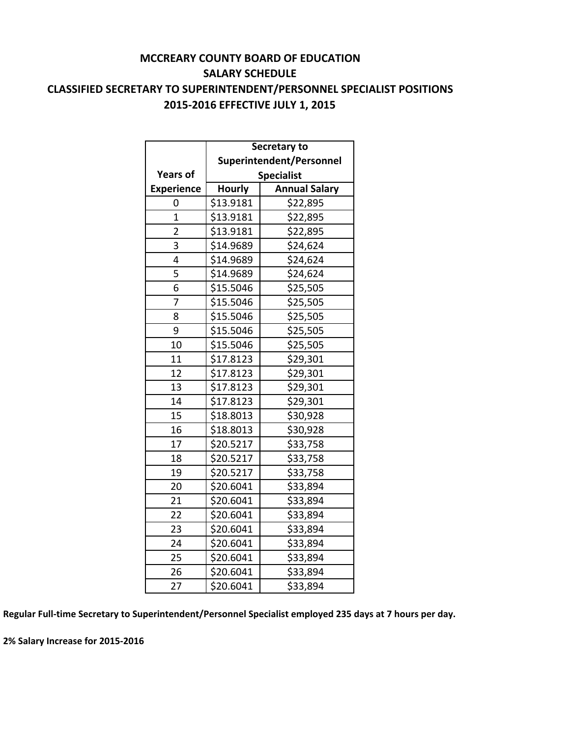# MCCREARY COUNTY BOARD OF EDUCATION
## SALARY SCHEDULE
## CLASSIFIED SECRETARY TO SUPERINTENDENT/PERSONNEL SPECIALIST POSITIONS
## 2015-2016 EFFECTIVE JULY 1, 2015

| Years of Experience | Secretary to Superintendent/Personnel Specialist | |
|---|---|---|
| | Hourly | Annual Salary |
| 0 | $13.9181 | $22,895 |
| 1 | $13.9181 | $22,895 |
| 2 | $13.9181 | $22,895 |
| 3 | $14.9689 | $24,624 |
| 4 | $14.9689 | $24,624 |
| 5 | $14.9689 | $24,624 |
| 6 | $15.5046 | $25,505 |
| 7 | $15.5046 | $25,505 |
| 8 | $15.5046 | $25,505 |
| 9 | $15.5046 | $25,505 |
| 10 | $15.5046 | $25,505 |
| 11 | $17.8123 | $29,301 |
| 12 | $17.8123 | $29,301 |
| 13 | $17.8123 | $29,301 |
| 14 | $17.8123 | $29,301 |
| 15 | $18.8013 | $30,928 |
| 16 | $18.8013 | $30,928 |
| 17 | $20.5217 | $33,758 |
| 18 | $20.5217 | $33,758 |
| 19 | $20.5217 | $33,758 |
| 20 | $20.6041 | $33,894 |
| 21 | $20.6041 | $33,894 |
| 22 | $20.6041 | $33,894 |
| 23 | $20.6041 | $33,894 |
| 24 | $20.6041 | $33,894 |
| 25 | $20.6041 | $33,894 |
| 26 | $20.6041 | $33,894 |
| 27 | $20.6041 | $33,894 |

**Regular Full-time Secretary to Superintendent/Personnel Specialist employed 235 days at 7 hours per day.**

**2% Salary Increase for 2015-2016**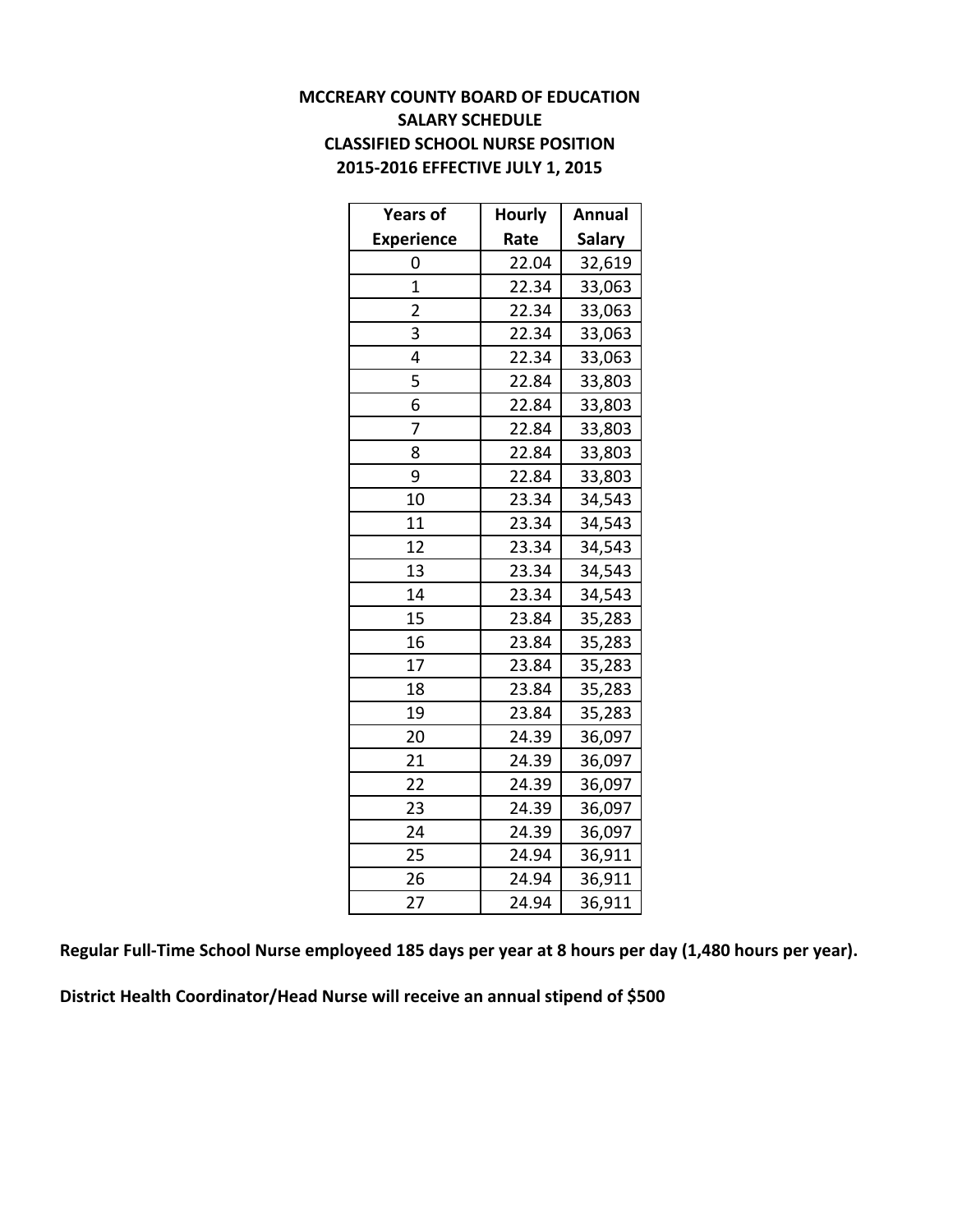# MCCREARY COUNTY BOARD OF EDUCATION
## SALARY SCHEDULE
## CLASSIFIED SCHOOL NURSE POSITION
## 2015-2016 EFFECTIVE JULY 1, 2015

| Years of Experience | Hourly Rate | Annual Salary |
|---|---|---|
| 0 | 22.04 | 32,619 |
| 1 | 22.34 | 33,063 |
| 2 | 22.34 | 33,063 |
| 3 | 22.34 | 33,063 |
| 4 | 22.34 | 33,063 |
| 5 | 22.84 | 33,803 |
| 6 | 22.84 | 33,803 |
| 7 | 22.84 | 33,803 |
| 8 | 22.84 | 33,803 |
| 9 | 22.84 | 33,803 |
| 10 | 23.34 | 34,543 |
| 11 | 23.34 | 34,543 |
| 12 | 23.34 | 34,543 |
| 13 | 23.34 | 34,543 |
| 14 | 23.34 | 34,543 |
| 15 | 23.84 | 35,283 |
| 16 | 23.84 | 35,283 |
| 17 | 23.84 | 35,283 |
| 18 | 23.84 | 35,283 |
| 19 | 23.84 | 35,283 |
| 20 | 24.39 | 36,097 |
| 21 | 24.39 | 36,097 |
| 22 | 24.39 | 36,097 |
| 23 | 24.39 | 36,097 |
| 24 | 24.39 | 36,097 |
| 25 | 24.94 | 36,911 |
| 26 | 24.94 | 36,911 |
| 27 | 24.94 | 36,911 |

**Regular Full-Time School Nurse employeed 185 days per year at 8 hours per day (1,480 hours per year).**

**District Health Coordinator/Head Nurse will receive an annual stipend of $500**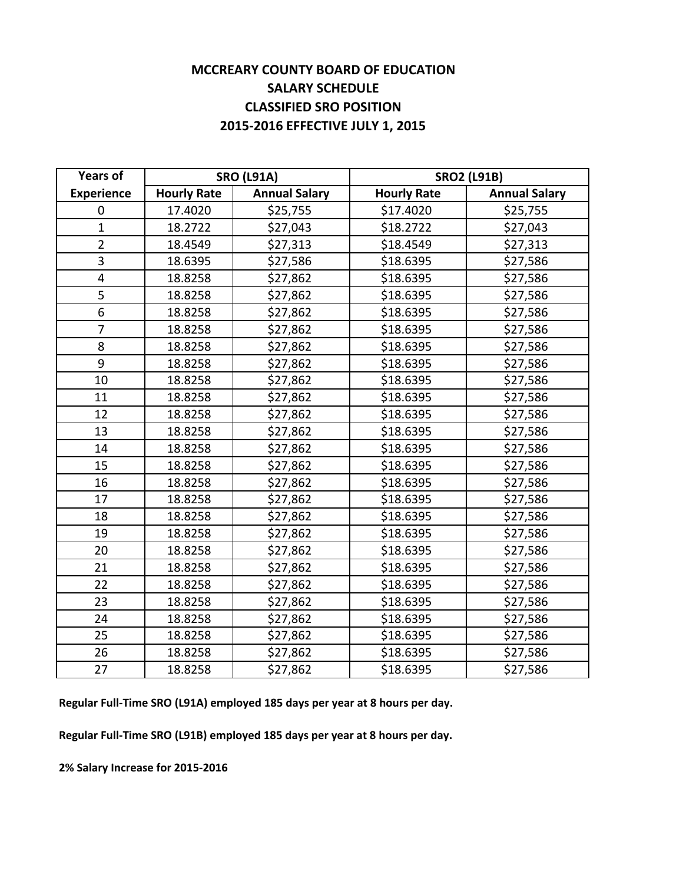# MCCREARY COUNTY BOARD OF EDUCATION
## SALARY SCHEDULE
## CLASSIFIED SRO POSITION
## 2015-2016 EFFECTIVE JULY 1, 2015

| Years of | SRO (L91A) | | SRO2 (L91B) | |
|---|---|---|---|---|
| Experience | Hourly Rate | Annual Salary | Hourly Rate | Annual Salary |
| 0 | 17.4020 | $25,755 | $17.4020 | $25,755 |
| 1 | 18.2722 | $27,043 | $18.2722 | $27,043 |
| 2 | 18.4549 | $27,313 | $18.4549 | $27,313 |
| 3 | 18.6395 | $27,586 | $18.6395 | $27,586 |
| 4 | 18.8258 | $27,862 | $18.6395 | $27,586 |
| 5 | 18.8258 | $27,862 | $18.6395 | $27,586 |
| 6 | 18.8258 | $27,862 | $18.6395 | $27,586 |
| 7 | 18.8258 | $27,862 | $18.6395 | $27,586 |
| 8 | 18.8258 | $27,862 | $18.6395 | $27,586 |
| 9 | 18.8258 | $27,862 | $18.6395 | $27,586 |
| 10 | 18.8258 | $27,862 | $18.6395 | $27,586 |
| 11 | 18.8258 | $27,862 | $18.6395 | $27,586 |
| 12 | 18.8258 | $27,862 | $18.6395 | $27,586 |
| 13 | 18.8258 | $27,862 | $18.6395 | $27,586 |
| 14 | 18.8258 | $27,862 | $18.6395 | $27,586 |
| 15 | 18.8258 | $27,862 | $18.6395 | $27,586 |
| 16 | 18.8258 | $27,862 | $18.6395 | $27,586 |
| 17 | 18.8258 | $27,862 | $18.6395 | $27,586 |
| 18 | 18.8258 | $27,862 | $18.6395 | $27,586 |
| 19 | 18.8258 | $27,862 | $18.6395 | $27,586 |
| 20 | 18.8258 | $27,862 | $18.6395 | $27,586 |
| 21 | 18.8258 | $27,862 | $18.6395 | $27,586 |
| 22 | 18.8258 | $27,862 | $18.6395 | $27,586 |
| 23 | 18.8258 | $27,862 | $18.6395 | $27,586 |
| 24 | 18.8258 | $27,862 | $18.6395 | $27,586 |
| 25 | 18.8258 | $27,862 | $18.6395 | $27,586 |
| 26 | 18.8258 | $27,862 | $18.6395 | $27,586 |
| 27 | 18.8258 | $27,862 | $18.6395 | $27,586 |

**Regular Full-Time SRO (L91A) employed 185 days per year at 8 hours per day.**

**Regular Full-Time SRO (L91B) employed 185 days per year at 8 hours per day.**

**2% Salary Increase for 2015-2016**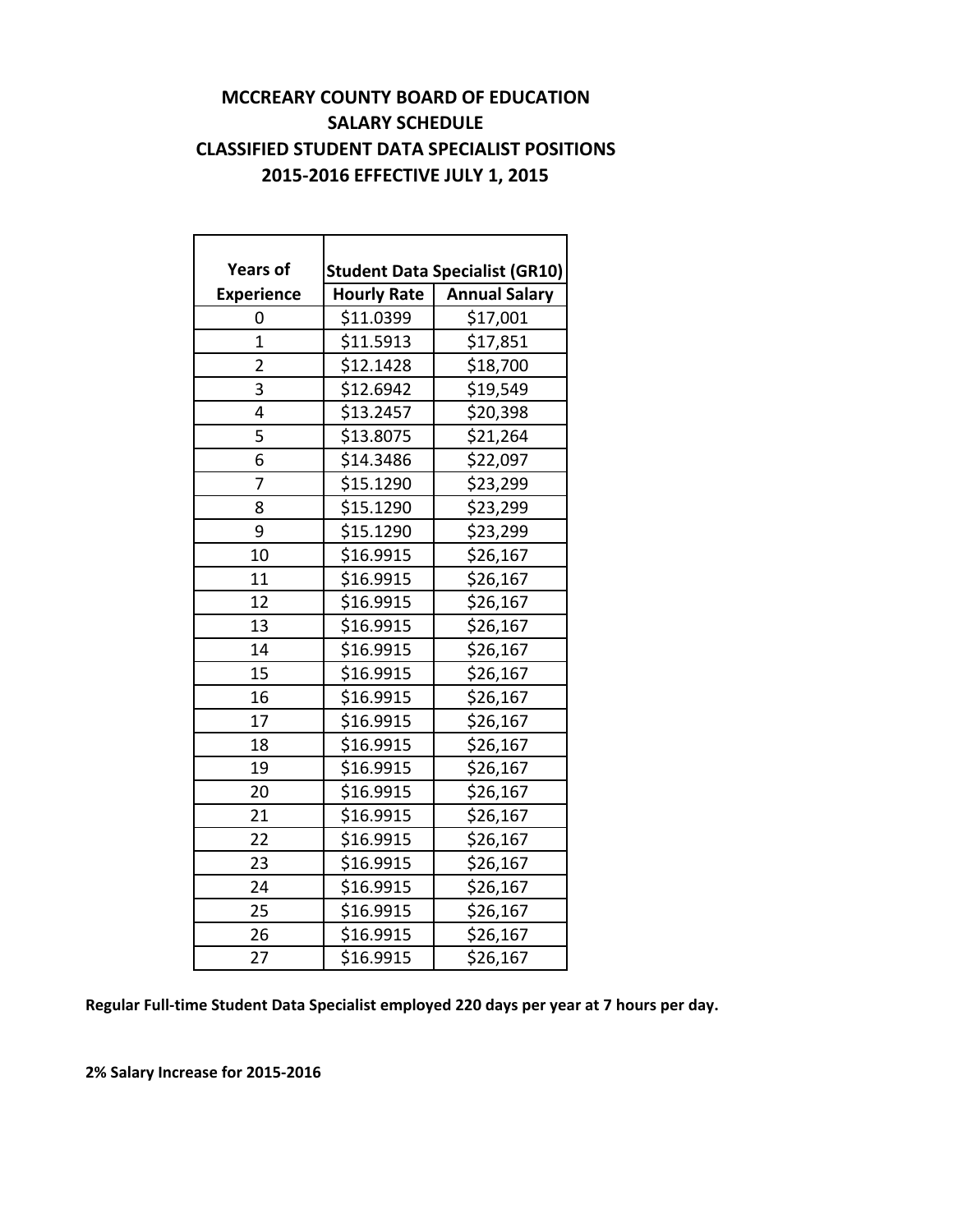# MCCREARY COUNTY BOARD OF EDUCATION
## SALARY SCHEDULE
## CLASSIFIED STUDENT DATA SPECIALIST POSITIONS
## 2015-2016 EFFECTIVE JULY 1, 2015

| Years of Experience | Student Data Specialist (GR10) | |
|---|---|---|
| | Hourly Rate | Annual Salary |
| 0 | $11.0399 | $17,001 |
| 1 | $11.5913 | $17,851 |
| 2 | $12.1428 | $18,700 |
| 3 | $12.6942 | $19,549 |
| 4 | $13.2457 | $20,398 |
| 5 | $13.8075 | $21,264 |
| 6 | $14.3486 | $22,097 |
| 7 | $15.1290 | $23,299 |
| 8 | $15.1290 | $23,299 |
| 9 | $15.1290 | $23,299 |
| 10 | $16.9915 | $26,167 |
| 11 | $16.9915 | $26,167 |
| 12 | $16.9915 | $26,167 |
| 13 | $16.9915 | $26,167 |
| 14 | $16.9915 | $26,167 |
| 15 | $16.9915 | $26,167 |
| 16 | $16.9915 | $26,167 |
| 17 | $16.9915 | $26,167 |
| 18 | $16.9915 | $26,167 |
| 19 | $16.9915 | $26,167 |
| 20 | $16.9915 | $26,167 |
| 21 | $16.9915 | $26,167 |
| 22 | $16.9915 | $26,167 |
| 23 | $16.9915 | $26,167 |
| 24 | $16.9915 | $26,167 |
| 25 | $16.9915 | $26,167 |
| 26 | $16.9915 | $26,167 |
| 27 | $16.9915 | $26,167 |

**Regular Full-time Student Data Specialist employed 220 days per year at 7 hours per day.**

**2% Salary Increase for 2015-2016**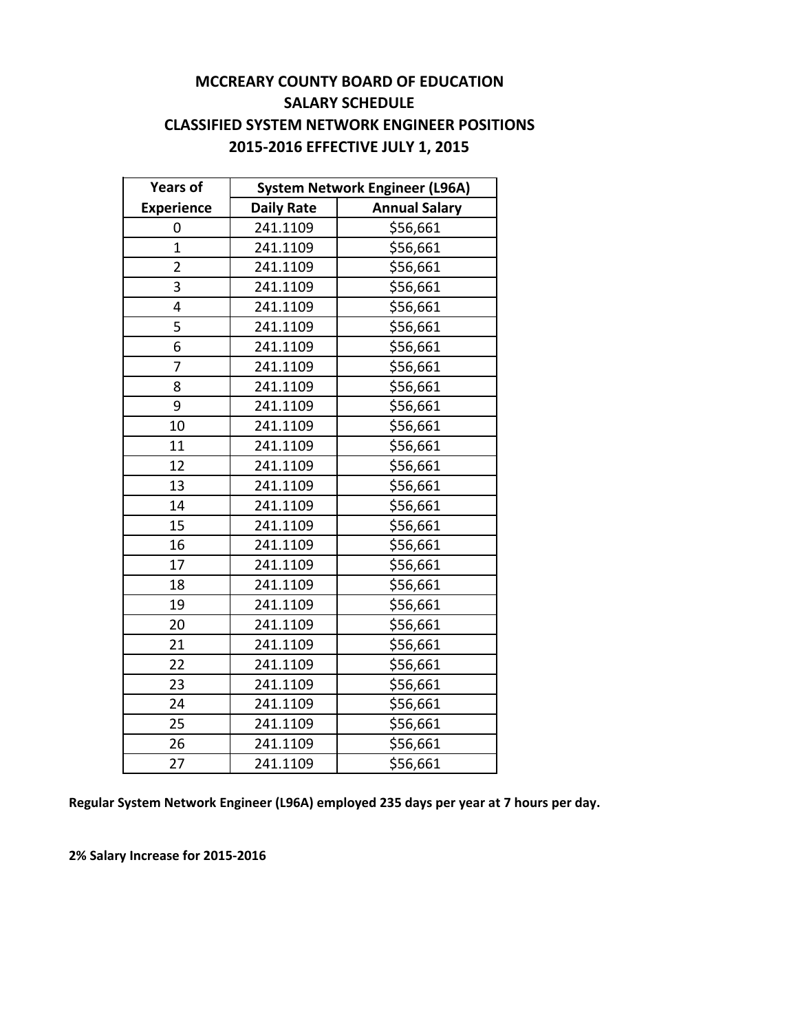# MCCREARY COUNTY BOARD OF EDUCATION
## SALARY SCHEDULE
## CLASSIFIED SYSTEM NETWORK ENGINEER POSITIONS
## 2015-2016 EFFECTIVE JULY 1, 2015

| Years of | System Network Engineer (L96A) | |
|---|---|---|
| Experience | Daily Rate | Annual Salary |
| 0 | 241.1109 | $56,661 |
| 1 | 241.1109 | $56,661 |
| 2 | 241.1109 | $56,661 |
| 3 | 241.1109 | $56,661 |
| 4 | 241.1109 | $56,661 |
| 5 | 241.1109 | $56,661 |
| 6 | 241.1109 | $56,661 |
| 7 | 241.1109 | $56,661 |
| 8 | 241.1109 | $56,661 |
| 9 | 241.1109 | $56,661 |
| 10 | 241.1109 | $56,661 |
| 11 | 241.1109 | $56,661 |
| 12 | 241.1109 | $56,661 |
| 13 | 241.1109 | $56,661 |
| 14 | 241.1109 | $56,661 |
| 15 | 241.1109 | $56,661 |
| 16 | 241.1109 | $56,661 |
| 17 | 241.1109 | $56,661 |
| 18 | 241.1109 | $56,661 |
| 19 | 241.1109 | $56,661 |
| 20 | 241.1109 | $56,661 |
| 21 | 241.1109 | $56,661 |
| 22 | 241.1109 | $56,661 |
| 23 | 241.1109 | $56,661 |
| 24 | 241.1109 | $56,661 |
| 25 | 241.1109 | $56,661 |
| 26 | 241.1109 | $56,661 |
| 27 | 241.1109 | $56,661 |

**Regular System Network Engineer (L96A) employed 235 days per year at 7 hours per day.**

**2% Salary Increase for 2015-2016**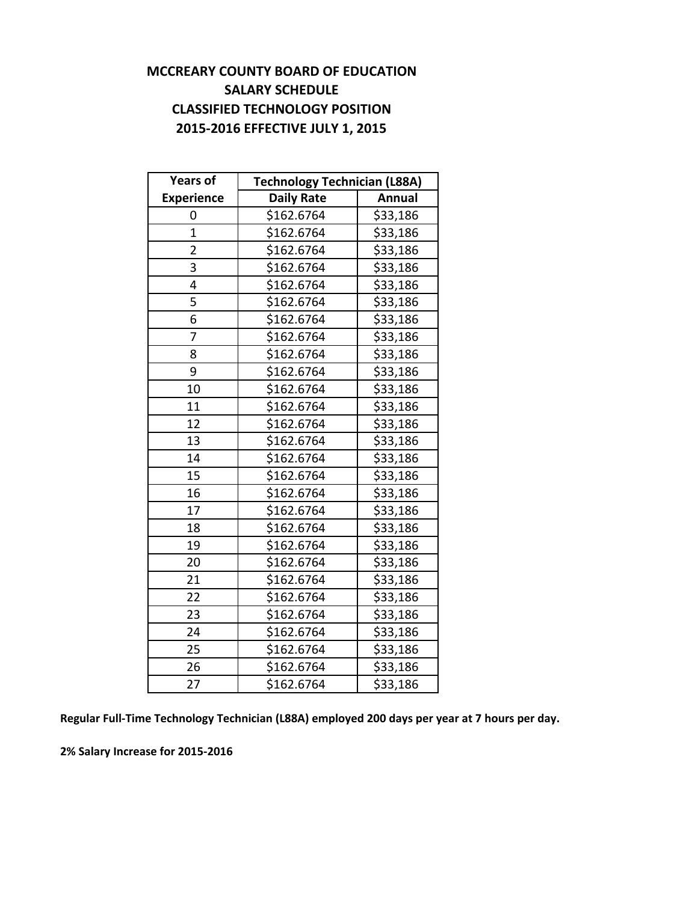**MCCREARY COUNTY BOARD OF EDUCATION**
**SALARY SCHEDULE**
**CLASSIFIED TECHNOLOGY POSITION**
**2015-2016 EFFECTIVE JULY 1, 2015**

| Years of | Technology Technician (L88A) | |
|---|---|---|
| Experience | Daily Rate | Annual |
| 0 | $162.6764 | $33,186 |
| 1 | $162.6764 | $33,186 |
| 2 | $162.6764 | $33,186 |
| 3 | $162.6764 | $33,186 |
| 4 | $162.6764 | $33,186 |
| 5 | $162.6764 | $33,186 |
| 6 | $162.6764 | $33,186 |
| 7 | $162.6764 | $33,186 |
| 8 | $162.6764 | $33,186 |
| 9 | $162.6764 | $33,186 |
| 10 | $162.6764 | $33,186 |
| 11 | $162.6764 | $33,186 |
| 12 | $162.6764 | $33,186 |
| 13 | $162.6764 | $33,186 |
| 14 | $162.6764 | $33,186 |
| 15 | $162.6764 | $33,186 |
| 16 | $162.6764 | $33,186 |
| 17 | $162.6764 | $33,186 |
| 18 | $162.6764 | $33,186 |
| 19 | $162.6764 | $33,186 |
| 20 | $162.6764 | $33,186 |
| 21 | $162.6764 | $33,186 |
| 22 | $162.6764 | $33,186 |
| 23 | $162.6764 | $33,186 |
| 24 | $162.6764 | $33,186 |
| 25 | $162.6764 | $33,186 |
| 26 | $162.6764 | $33,186 |
| 27 | $162.6764 | $33,186 |

**Regular Full-Time Technology Technician (L88A) employed 200 days per year at 7 hours per day.**

**2% Salary Increase for 2015-2016**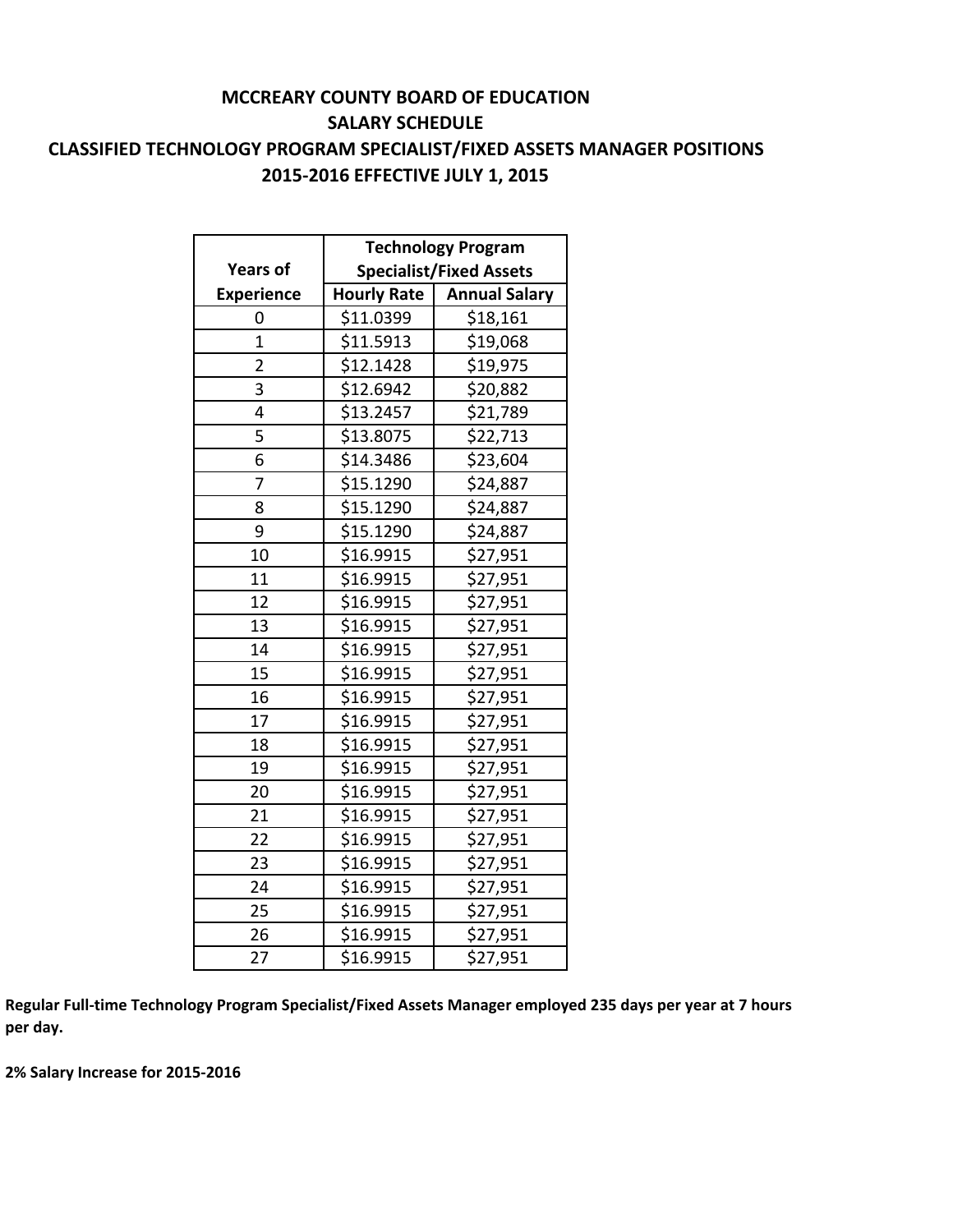# MCCREARY COUNTY BOARD OF EDUCATION

## SALARY SCHEDULE

## CLASSIFIED TECHNOLOGY PROGRAM SPECIALIST/FIXED ASSETS MANAGER POSITIONS

## 2015-2016 EFFECTIVE JULY 1, 2015

| Years of Experience | Technology Program Specialist/Fixed Assets | |
|---|---|---|
| | Hourly Rate | Annual Salary |
| 0 | $11.0399 | $18,161 |
| 1 | $11.5913 | $19,068 |
| 2 | $12.1428 | $19,975 |
| 3 | $12.6942 | $20,882 |
| 4 | $13.2457 | $21,789 |
| 5 | $13.8075 | $22,713 |
| 6 | $14.3486 | $23,604 |
| 7 | $15.1290 | $24,887 |
| 8 | $15.1290 | $24,887 |
| 9 | $15.1290 | $24,887 |
| 10 | $16.9915 | $27,951 |
| 11 | $16.9915 | $27,951 |
| 12 | $16.9915 | $27,951 |
| 13 | $16.9915 | $27,951 |
| 14 | $16.9915 | $27,951 |
| 15 | $16.9915 | $27,951 |
| 16 | $16.9915 | $27,951 |
| 17 | $16.9915 | $27,951 |
| 18 | $16.9915 | $27,951 |
| 19 | $16.9915 | $27,951 |
| 20 | $16.9915 | $27,951 |
| 21 | $16.9915 | $27,951 |
| 22 | $16.9915 | $27,951 |
| 23 | $16.9915 | $27,951 |
| 24 | $16.9915 | $27,951 |
| 25 | $16.9915 | $27,951 |
| 26 | $16.9915 | $27,951 |
| 27 | $16.9915 | $27,951 |

**Regular Full-time Technology Program Specialist/Fixed Assets Manager employed 235 days per year at 7 hours per day.**

**2% Salary Increase for 2015-2016**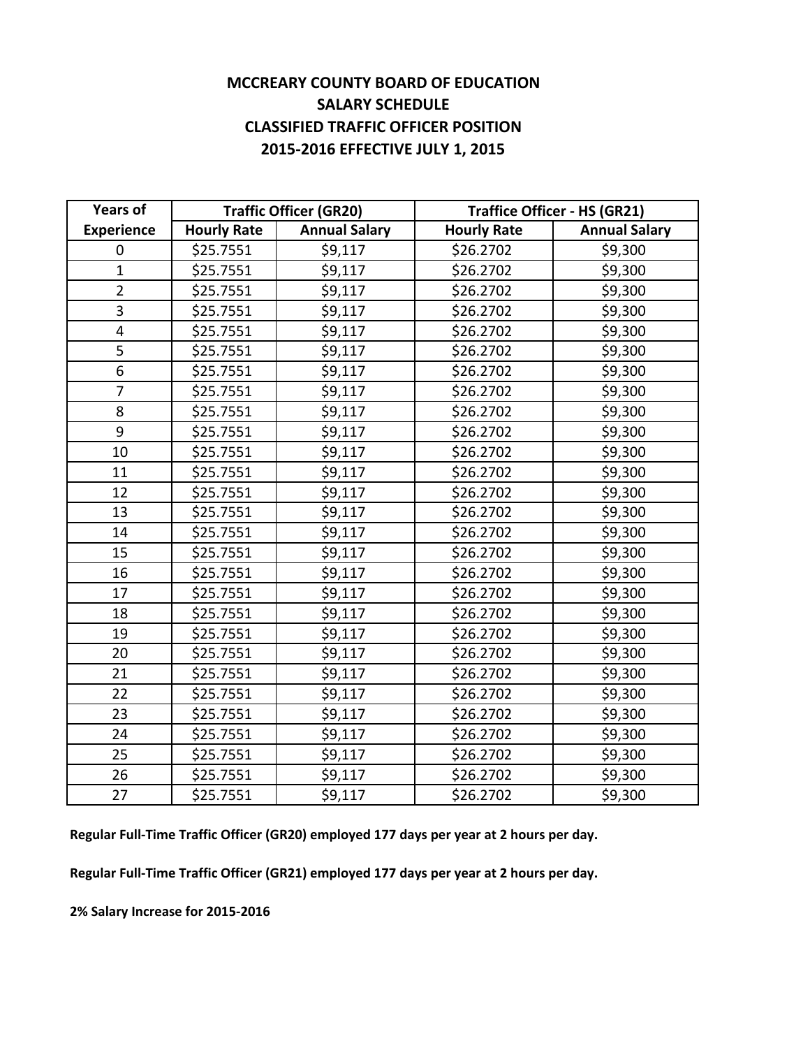# MCCREARY COUNTY BOARD OF EDUCATION
## SALARY SCHEDULE
## CLASSIFIED TRAFFIC OFFICER POSITION
## 2015-2016 EFFECTIVE JULY 1, 2015

| Years of | Traffic Officer (GR20) | | Traffice Officer - HS (GR21) | |
|---|---|---|---|---|
| Experience | Hourly Rate | Annual Salary | Hourly Rate | Annual Salary |
| 0 | $25.7551 | $9,117 | $26.2702 | $9,300 |
| 1 | $25.7551 | $9,117 | $26.2702 | $9,300 |
| 2 | $25.7551 | $9,117 | $26.2702 | $9,300 |
| 3 | $25.7551 | $9,117 | $26.2702 | $9,300 |
| 4 | $25.7551 | $9,117 | $26.2702 | $9,300 |
| 5 | $25.7551 | $9,117 | $26.2702 | $9,300 |
| 6 | $25.7551 | $9,117 | $26.2702 | $9,300 |
| 7 | $25.7551 | $9,117 | $26.2702 | $9,300 |
| 8 | $25.7551 | $9,117 | $26.2702 | $9,300 |
| 9 | $25.7551 | $9,117 | $26.2702 | $9,300 |
| 10 | $25.7551 | $9,117 | $26.2702 | $9,300 |
| 11 | $25.7551 | $9,117 | $26.2702 | $9,300 |
| 12 | $25.7551 | $9,117 | $26.2702 | $9,300 |
| 13 | $25.7551 | $9,117 | $26.2702 | $9,300 |
| 14 | $25.7551 | $9,117 | $26.2702 | $9,300 |
| 15 | $25.7551 | $9,117 | $26.2702 | $9,300 |
| 16 | $25.7551 | $9,117 | $26.2702 | $9,300 |
| 17 | $25.7551 | $9,117 | $26.2702 | $9,300 |
| 18 | $25.7551 | $9,117 | $26.2702 | $9,300 |
| 19 | $25.7551 | $9,117 | $26.2702 | $9,300 |
| 20 | $25.7551 | $9,117 | $26.2702 | $9,300 |
| 21 | $25.7551 | $9,117 | $26.2702 | $9,300 |
| 22 | $25.7551 | $9,117 | $26.2702 | $9,300 |
| 23 | $25.7551 | $9,117 | $26.2702 | $9,300 |
| 24 | $25.7551 | $9,117 | $26.2702 | $9,300 |
| 25 | $25.7551 | $9,117 | $26.2702 | $9,300 |
| 26 | $25.7551 | $9,117 | $26.2702 | $9,300 |
| 27 | $25.7551 | $9,117 | $26.2702 | $9,300 |

**Regular Full-Time Traffic Officer (GR20) employed 177 days per year at 2 hours per day.**

**Regular Full-Time Traffic Officer (GR21) employed 177 days per year at 2 hours per day.**

**2% Salary Increase for 2015-2016**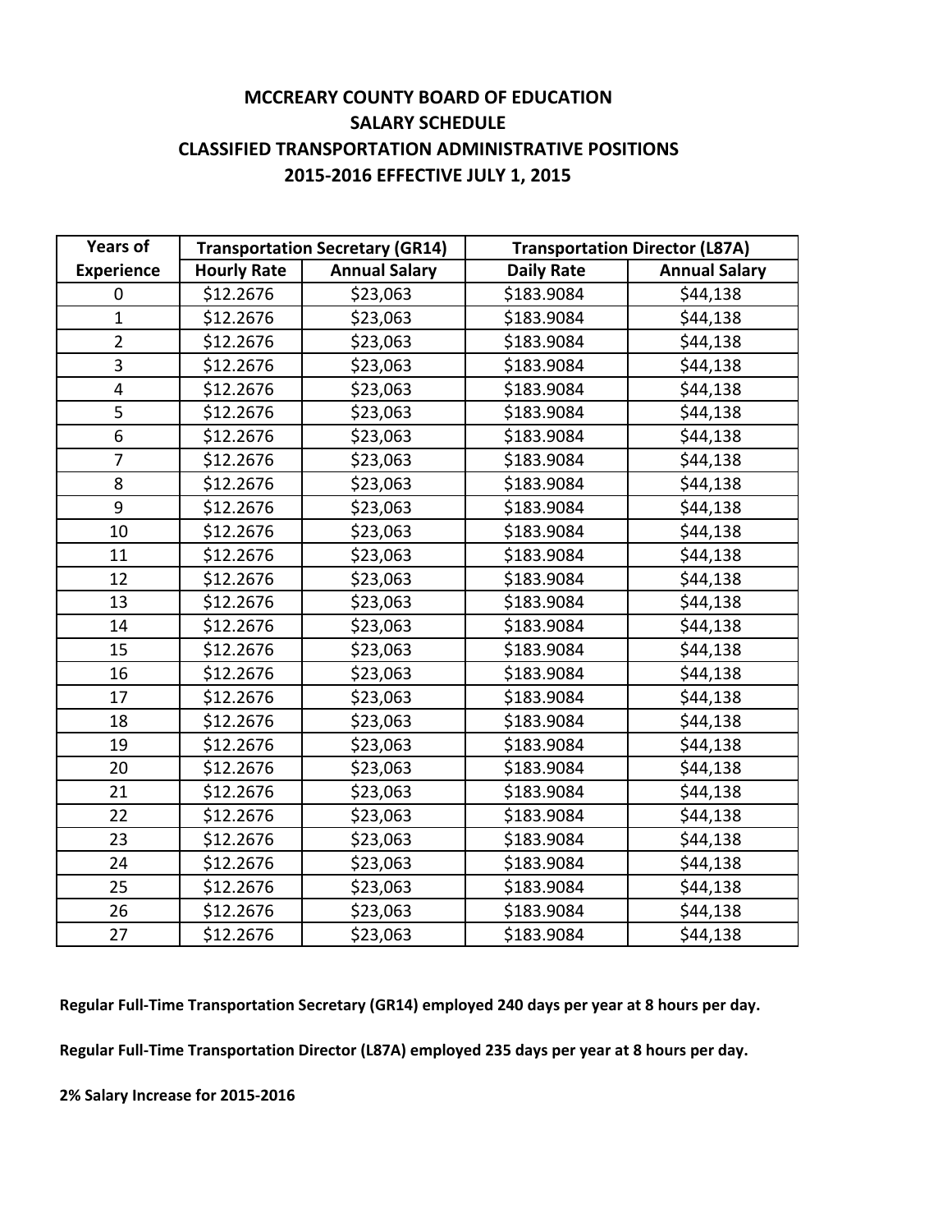# MCCREARY COUNTY BOARD OF EDUCATION
## SALARY SCHEDULE
## CLASSIFIED TRANSPORTATION ADMINISTRATIVE POSITIONS
## 2015-2016 EFFECTIVE JULY 1, 2015

| Years of | Transportation Secretary (GR14) | | Transportation Director (L87A) | |
|---|---|---|---|---|
| Experience | Hourly Rate | Annual Salary | Daily Rate | Annual Salary |
| 0 | $12.2676 | $23,063 | $183.9084 | $44,138 |
| 1 | $12.2676 | $23,063 | $183.9084 | $44,138 |
| 2 | $12.2676 | $23,063 | $183.9084 | $44,138 |
| 3 | $12.2676 | $23,063 | $183.9084 | $44,138 |
| 4 | $12.2676 | $23,063 | $183.9084 | $44,138 |
| 5 | $12.2676 | $23,063 | $183.9084 | $44,138 |
| 6 | $12.2676 | $23,063 | $183.9084 | $44,138 |
| 7 | $12.2676 | $23,063 | $183.9084 | $44,138 |
| 8 | $12.2676 | $23,063 | $183.9084 | $44,138 |
| 9 | $12.2676 | $23,063 | $183.9084 | $44,138 |
| 10 | $12.2676 | $23,063 | $183.9084 | $44,138 |
| 11 | $12.2676 | $23,063 | $183.9084 | $44,138 |
| 12 | $12.2676 | $23,063 | $183.9084 | $44,138 |
| 13 | $12.2676 | $23,063 | $183.9084 | $44,138 |
| 14 | $12.2676 | $23,063 | $183.9084 | $44,138 |
| 15 | $12.2676 | $23,063 | $183.9084 | $44,138 |
| 16 | $12.2676 | $23,063 | $183.9084 | $44,138 |
| 17 | $12.2676 | $23,063 | $183.9084 | $44,138 |
| 18 | $12.2676 | $23,063 | $183.9084 | $44,138 |
| 19 | $12.2676 | $23,063 | $183.9084 | $44,138 |
| 20 | $12.2676 | $23,063 | $183.9084 | $44,138 |
| 21 | $12.2676 | $23,063 | $183.9084 | $44,138 |
| 22 | $12.2676 | $23,063 | $183.9084 | $44,138 |
| 23 | $12.2676 | $23,063 | $183.9084 | $44,138 |
| 24 | $12.2676 | $23,063 | $183.9084 | $44,138 |
| 25 | $12.2676 | $23,063 | $183.9084 | $44,138 |
| 26 | $12.2676 | $23,063 | $183.9084 | $44,138 |
| 27 | $12.2676 | $23,063 | $183.9084 | $44,138 |

**Regular Full-Time Transportation Secretary (GR14) employed 240 days per year at 8 hours per day.**

**Regular Full-Time Transportation Director (L87A) employed 235 days per year at 8 hours per day.**

**2% Salary Increase for 2015-2016**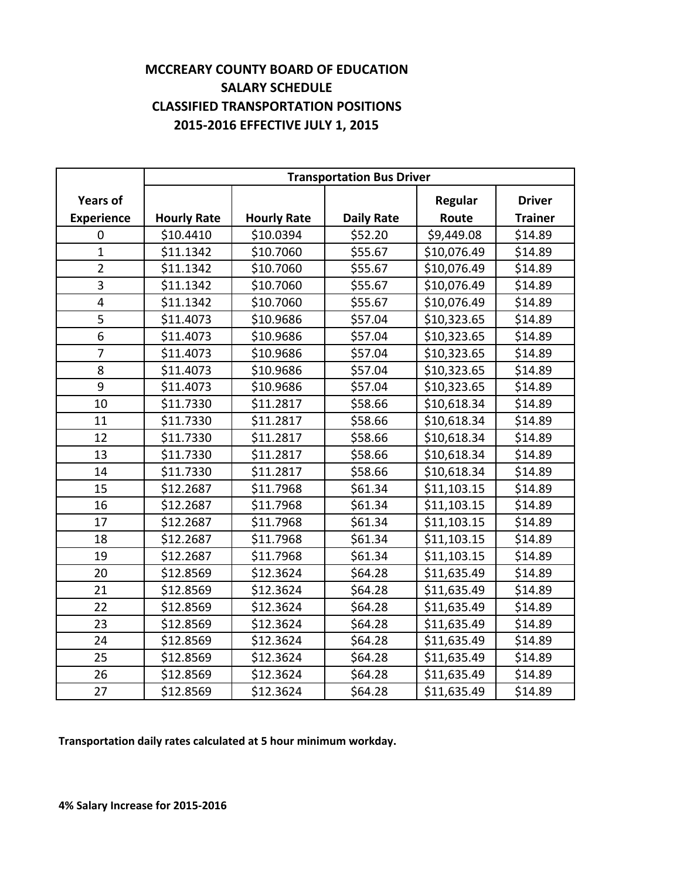# MCCREARY COUNTY BOARD OF EDUCATION
## SALARY SCHEDULE
## CLASSIFIED TRANSPORTATION POSITIONS
## 2015-2016 EFFECTIVE JULY 1, 2015

| | Transportation Bus Driver | | | | |
|---|---|---|---|---|---|
| Years of Experience | Hourly Rate | Hourly Rate | Daily Rate | Regular Route | Driver Trainer |
| 0 | $10.4410 | $10.0394 | $52.20 | $9,449.08 | $14.89 |
| 1 | $11.1342 | $10.7060 | $55.67 | $10,076.49 | $14.89 |
| 2 | $11.1342 | $10.7060 | $55.67 | $10,076.49 | $14.89 |
| 3 | $11.1342 | $10.7060 | $55.67 | $10,076.49 | $14.89 |
| 4 | $11.1342 | $10.7060 | $55.67 | $10,076.49 | $14.89 |
| 5 | $11.4073 | $10.9686 | $57.04 | $10,323.65 | $14.89 |
| 6 | $11.4073 | $10.9686 | $57.04 | $10,323.65 | $14.89 |
| 7 | $11.4073 | $10.9686 | $57.04 | $10,323.65 | $14.89 |
| 8 | $11.4073 | $10.9686 | $57.04 | $10,323.65 | $14.89 |
| 9 | $11.4073 | $10.9686 | $57.04 | $10,323.65 | $14.89 |
| 10 | $11.7330 | $11.2817 | $58.66 | $10,618.34 | $14.89 |
| 11 | $11.7330 | $11.2817 | $58.66 | $10,618.34 | $14.89 |
| 12 | $11.7330 | $11.2817 | $58.66 | $10,618.34 | $14.89 |
| 13 | $11.7330 | $11.2817 | $58.66 | $10,618.34 | $14.89 |
| 14 | $11.7330 | $11.2817 | $58.66 | $10,618.34 | $14.89 |
| 15 | $12.2687 | $11.7968 | $61.34 | $11,103.15 | $14.89 |
| 16 | $12.2687 | $11.7968 | $61.34 | $11,103.15 | $14.89 |
| 17 | $12.2687 | $11.7968 | $61.34 | $11,103.15 | $14.89 |
| 18 | $12.2687 | $11.7968 | $61.34 | $11,103.15 | $14.89 |
| 19 | $12.2687 | $11.7968 | $61.34 | $11,103.15 | $14.89 |
| 20 | $12.8569 | $12.3624 | $64.28 | $11,635.49 | $14.89 |
| 21 | $12.8569 | $12.3624 | $64.28 | $11,635.49 | $14.89 |
| 22 | $12.8569 | $12.3624 | $64.28 | $11,635.49 | $14.89 |
| 23 | $12.8569 | $12.3624 | $64.28 | $11,635.49 | $14.89 |
| 24 | $12.8569 | $12.3624 | $64.28 | $11,635.49 | $14.89 |
| 25 | $12.8569 | $12.3624 | $64.28 | $11,635.49 | $14.89 |
| 26 | $12.8569 | $12.3624 | $64.28 | $11,635.49 | $14.89 |
| 27 | $12.8569 | $12.3624 | $64.28 | $11,635.49 | $14.89 |

**Transportation daily rates calculated at 5 hour minimum workday.**

**4% Salary Increase for 2015-2016**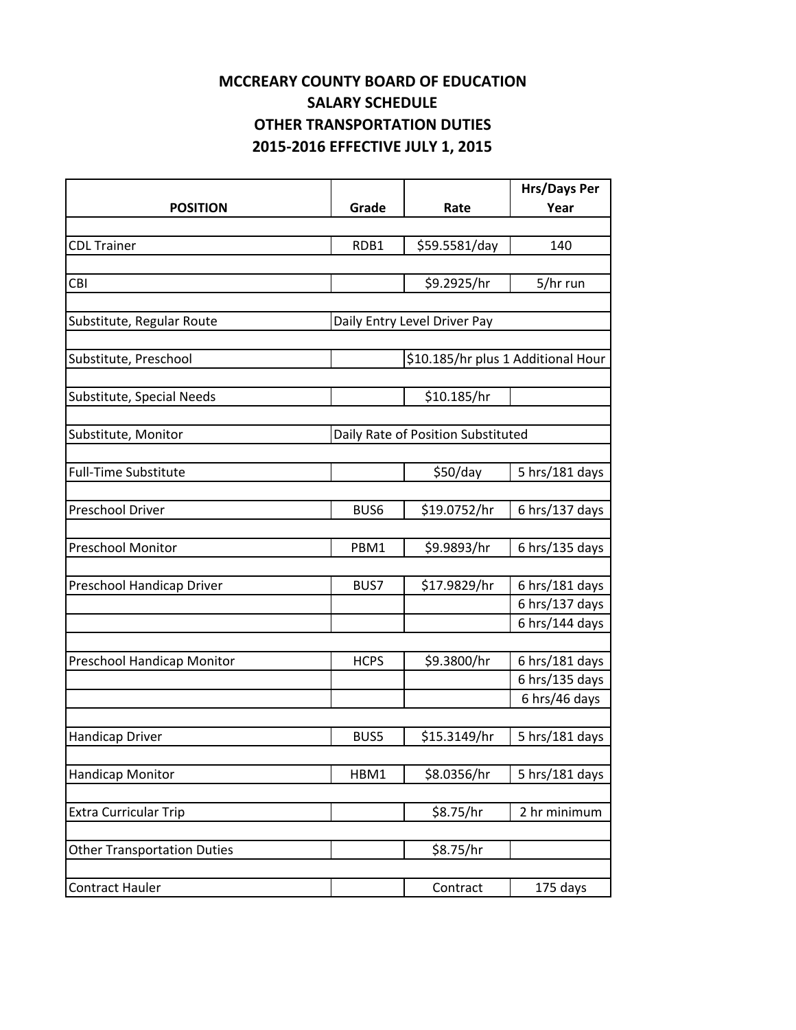# MCCREARY COUNTY BOARD OF EDUCATION
## SALARY SCHEDULE
## OTHER TRANSPORTATION DUTIES
## 2015-2016 EFFECTIVE JULY 1, 2015

| POSITION | Grade | Rate | Hrs/Days Per Year |
|---|---|---|---|
| CDL Trainer | RDB1 | $59.5581/day | 140 |
| CBI | | $9.2925/hr | 5/hr run |
| Substitute, Regular Route | Daily Entry Level Driver Pay | | |
| Substitute, Preschool | | $10.185/hr plus 1 Additional Hour | |
| Substitute, Special Needs | | $10.185/hr | |
| Substitute, Monitor | Daily Rate of Position Substituted | | |
| Full-Time Substitute | | $50/day | 5 hrs/181 days |
| Preschool Driver | BUS6 | $19.0752/hr | 6 hrs/137 days |
| Preschool Monitor | PBM1 | $9.9893/hr | 6 hrs/135 days |
| Preschool Handicap Driver | BUS7 | $17.9829/hr | 6 hrs/181 days |
| | | | 6 hrs/137 days |
| | | | 6 hrs/144 days |
| Preschool Handicap Monitor | HCPS | $9.3800/hr | 6 hrs/181 days |
| | | | 6 hrs/135 days |
| | | | 6 hrs/46 days |
| Handicap Driver | BUS5 | $15.3149/hr | 5 hrs/181 days |
| Handicap Monitor | HBM1 | $8.0356/hr | 5 hrs/181 days |
| Extra Curricular Trip | | $8.75/hr | 2 hr minimum |
| Other Transportation Duties | | $8.75/hr | |
| Contract Hauler | | Contract | 175 days |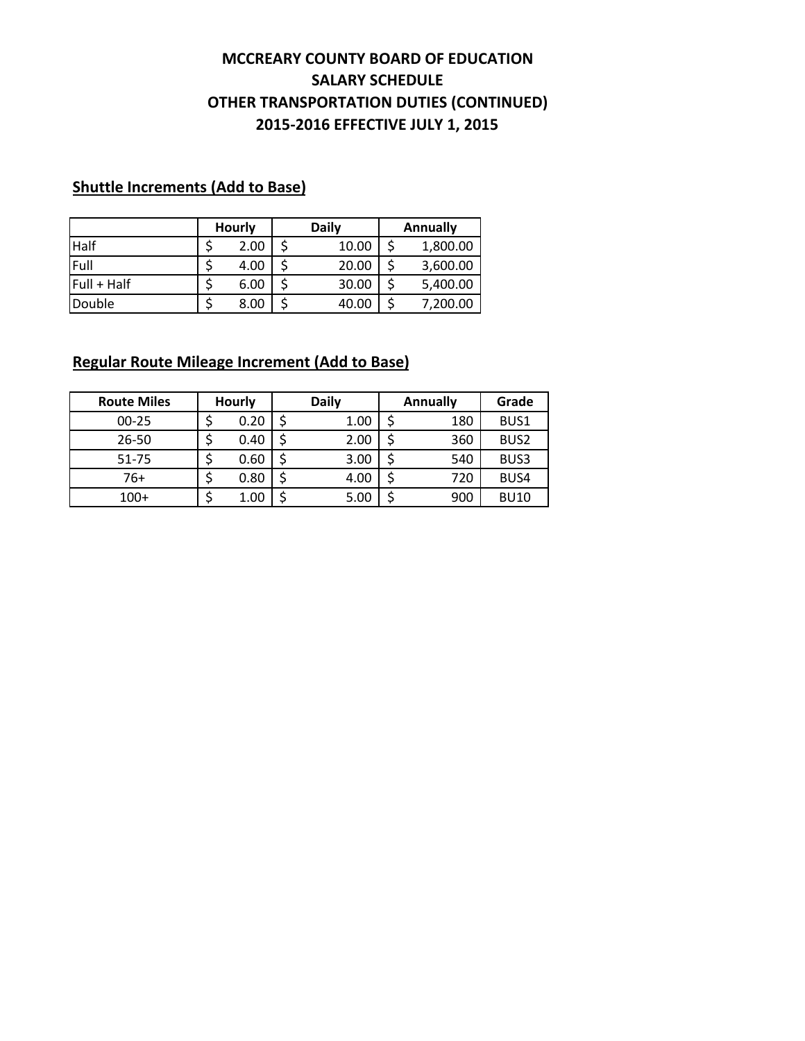# MCCREARY COUNTY BOARD OF EDUCATION
## SALARY SCHEDULE
## OTHER TRANSPORTATION DUTIES (CONTINUED)
## 2015-2016 EFFECTIVE JULY 1, 2015

### Shuttle Increments (Add to Base)

| | Hourly | Daily | Annually |
|---|---|---|---|
| Half | $ 2.00 | $ 10.00 | $ 1,800.00 |
| Full | $ 4.00 | $ 20.00 | $ 3,600.00 |
| Full + Half | $ 6.00 | $ 30.00 | $ 5,400.00 |
| Double | $ 8.00 | $ 40.00 | $ 7,200.00 |

### Regular Route Mileage Increment (Add to Base)

| Route Miles | Hourly | Daily | Annually | Grade |
|---|---|---|---|---|
| 00-25 | $ 0.20 | $ 1.00 | $ 180 | BUS1 |
| 26-50 | $ 0.40 | $ 2.00 | $ 360 | BUS2 |
| 51-75 | $ 0.60 | $ 3.00 | $ 540 | BUS3 |
| 76+ | $ 0.80 | $ 4.00 | $ 720 | BUS4 |
| 100+ | $ 1.00 | $ 5.00 | $ 900 | BU10 |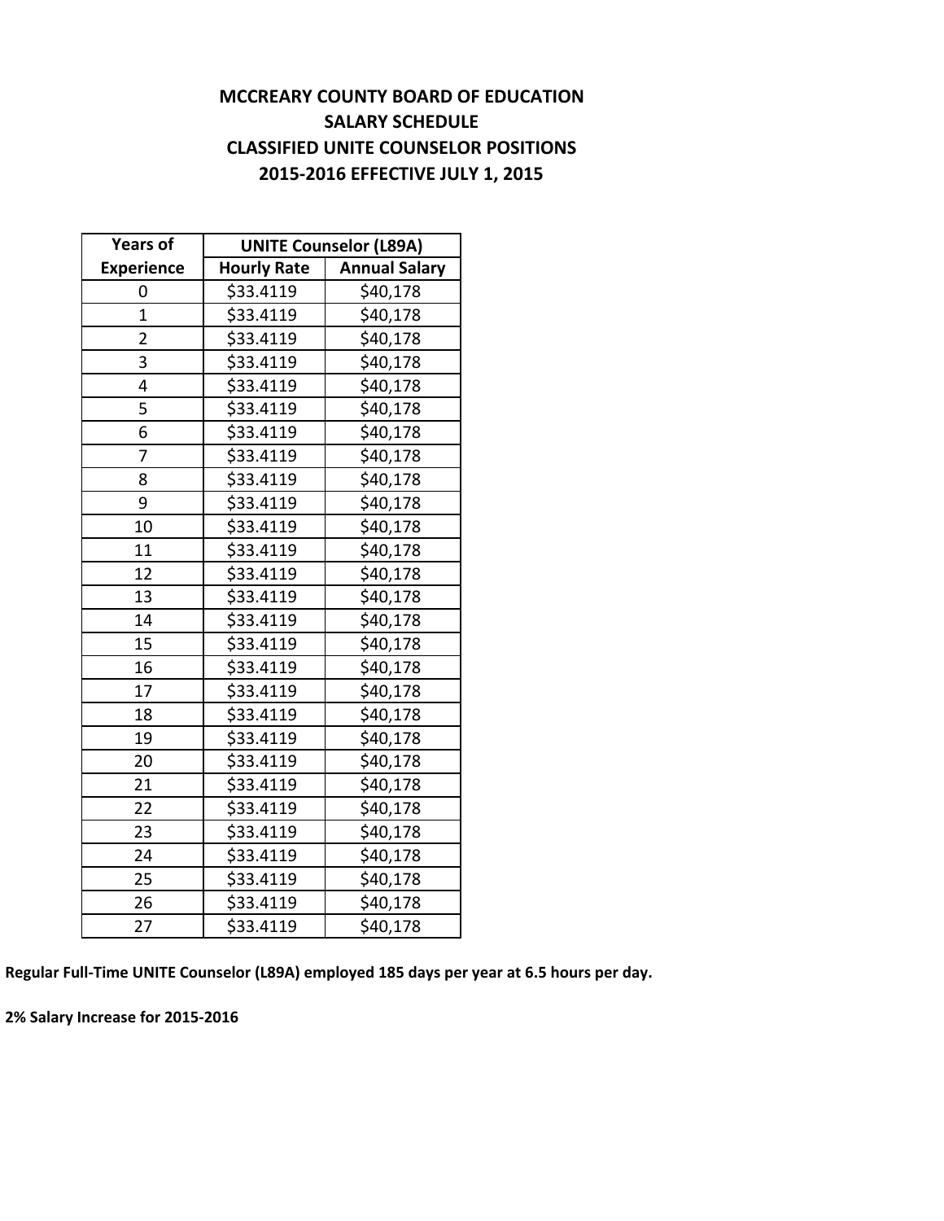# MCCREARY COUNTY BOARD OF EDUCATION
## SALARY SCHEDULE
## CLASSIFIED UNITE COUNSELOR POSITIONS
## 2015-2016 EFFECTIVE JULY 1, 2015

| Years of | UNITE Counselor (L89A) | |
|---|---|---|
| Experience | Hourly Rate | Annual Salary |
| 0 | $33.4119 | $40,178 |
| 1 | $33.4119 | $40,178 |
| 2 | $33.4119 | $40,178 |
| 3 | $33.4119 | $40,178 |
| 4 | $33.4119 | $40,178 |
| 5 | $33.4119 | $40,178 |
| 6 | $33.4119 | $40,178 |
| 7 | $33.4119 | $40,178 |
| 8 | $33.4119 | $40,178 |
| 9 | $33.4119 | $40,178 |
| 10 | $33.4119 | $40,178 |
| 11 | $33.4119 | $40,178 |
| 12 | $33.4119 | $40,178 |
| 13 | $33.4119 | $40,178 |
| 14 | $33.4119 | $40,178 |
| 15 | $33.4119 | $40,178 |
| 16 | $33.4119 | $40,178 |
| 17 | $33.4119 | $40,178 |
| 18 | $33.4119 | $40,178 |
| 19 | $33.4119 | $40,178 |
| 20 | $33.4119 | $40,178 |
| 21 | $33.4119 | $40,178 |
| 22 | $33.4119 | $40,178 |
| 23 | $33.4119 | $40,178 |
| 24 | $33.4119 | $40,178 |
| 25 | $33.4119 | $40,178 |
| 26 | $33.4119 | $40,178 |
| 27 | $33.4119 | $40,178 |

**Regular Full-Time UNITE Counselor (L89A) employed 185 days per year at 6.5 hours per day.**

**2% Salary Increase for 2015-2016**